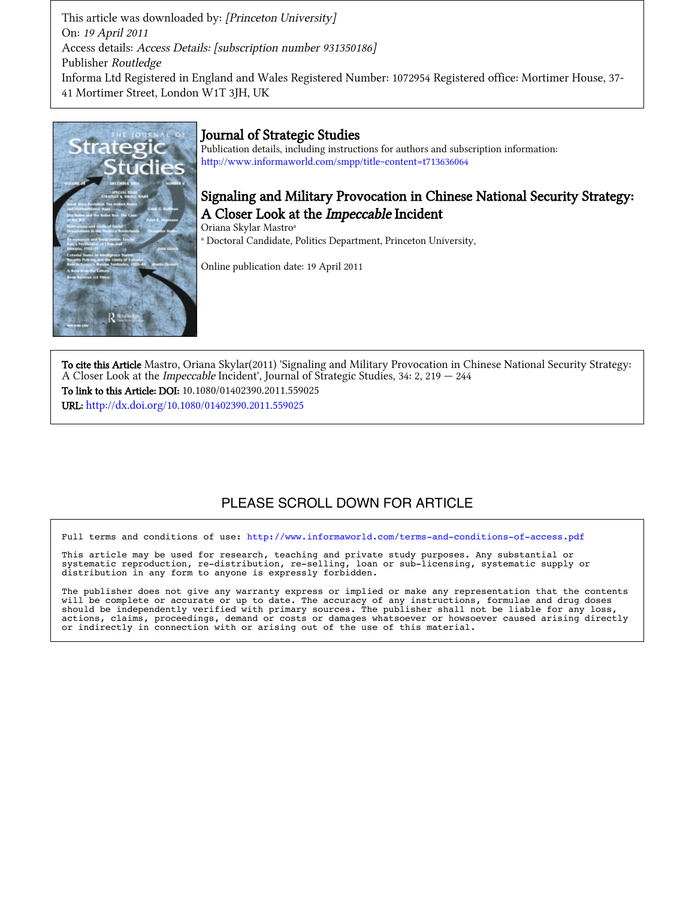This article was downloaded by: *[Princeton University]*
On: *19 April 2011*
Access details: *Access Details: [subscription number 931350186]*
Publisher *Routledge*
Informa Ltd Registered in England and Wales Registered Number: 1072954 Registered office: Mortimer House, 37-41 Mortimer Street, London W1T 3JH, UK

# Journal of Strategic Studies

Publication details, including instructions for authors and subscription information:
http://www.informaworld.com/smpp/title~content=t713636064

## Signaling and Military Provocation in Chinese National Security Strategy: A Closer Look at the *Impeccable* Incident

Oriana Skylar Mastro[a]

[a] Doctoral Candidate, Politics Department, Princeton University,

Online publication date: 19 April 2011

**To cite this Article** Mastro, Oriana Skylar(2011) 'Signaling and Military Provocation in Chinese National Security Strategy: A Closer Look at the *Impeccable* Incident', Journal of Strategic Studies, 34: 2, 219 — 244

**To link to this Article: DOI:** 10.1080/01402390.2011.559025

**URL:** http://dx.doi.org/10.1080/01402390.2011.559025

PLEASE SCROLL DOWN FOR ARTICLE

Full terms and conditions of use: http://www.informaworld.com/terms-and-conditions-of-access.pdf

This article may be used for research, teaching and private study purposes. Any substantial or systematic reproduction, re-distribution, re-selling, loan or sub-licensing, systematic supply or distribution in any form to anyone is expressly forbidden.

The publisher does not give any warranty express or implied or make any representation that the contents will be complete or accurate or up to date. The accuracy of any instructions, formulae and drug doses should be independently verified with primary sources. The publisher shall not be liable for any loss, actions, claims, proceedings, demand or costs or damages whatsoever or howsoever caused arising directly or indirectly in connection with or arising out of the use of this material.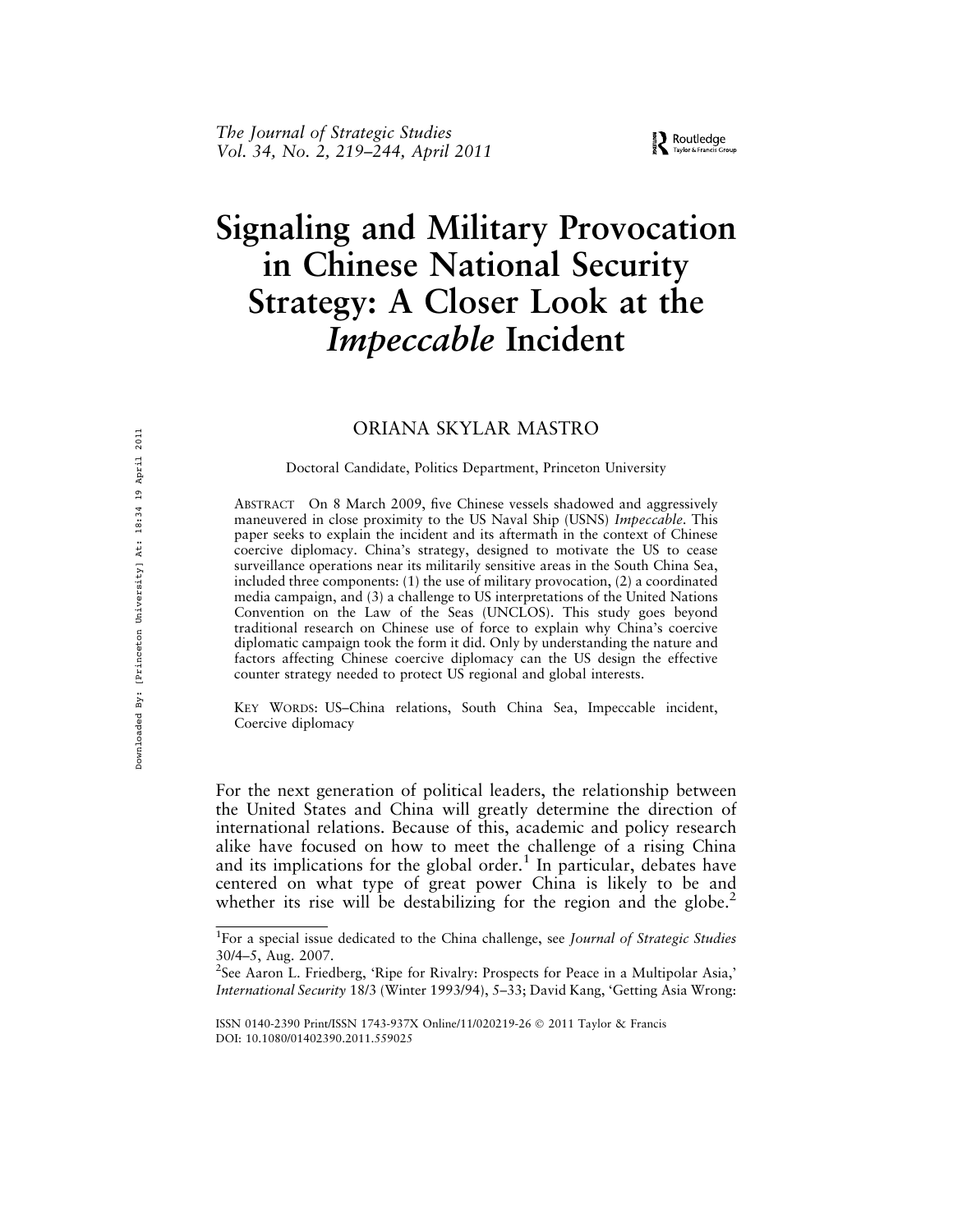# Signaling and Military Provocation in Chinese National Security Strategy: A Closer Look at the *Impeccable* Incident

ORIANA SKYLAR MASTRO

Doctoral Candidate, Politics Department, Princeton University

ABSTRACT On 8 March 2009, five Chinese vessels shadowed and aggressively maneuvered in close proximity to the US Naval Ship (USNS) *Impeccable*. This paper seeks to explain the incident and its aftermath in the context of Chinese coercive diplomacy. China's strategy, designed to motivate the US to cease surveillance operations near its militarily sensitive areas in the South China Sea, included three components: (1) the use of military provocation, (2) a coordinated media campaign, and (3) a challenge to US interpretations of the United Nations Convention on the Law of the Seas (UNCLOS). This study goes beyond traditional research on Chinese use of force to explain why China's coercive diplomatic campaign took the form it did. Only by understanding the nature and factors affecting Chinese coercive diplomacy can the US design the effective counter strategy needed to protect US regional and global interests.

KEY WORDS: US–China relations, South China Sea, Impeccable incident, Coercive diplomacy

For the next generation of political leaders, the relationship between the United States and China will greatly determine the direction of international relations. Because of this, academic and policy research alike have focused on how to meet the challenge of a rising China and its implications for the global order.[1] In particular, debates have centered on what type of great power China is likely to be and whether its rise will be destabilizing for the region and the globe.[2]

[1]For a special issue dedicated to the China challenge, see *Journal of Strategic Studies* 30/4–5, Aug. 2007.

[2]See Aaron L. Friedberg, 'Ripe for Rivalry: Prospects for Peace in a Multipolar Asia,' *International Security* 18/3 (Winter 1993/94), 5–33; David Kang, 'Getting Asia Wrong:

ISSN 0140-2390 Print/ISSN 1743-937X Online/11/020219-26 © 2011 Taylor & Francis
DOI: 10.1080/01402390.2011.559025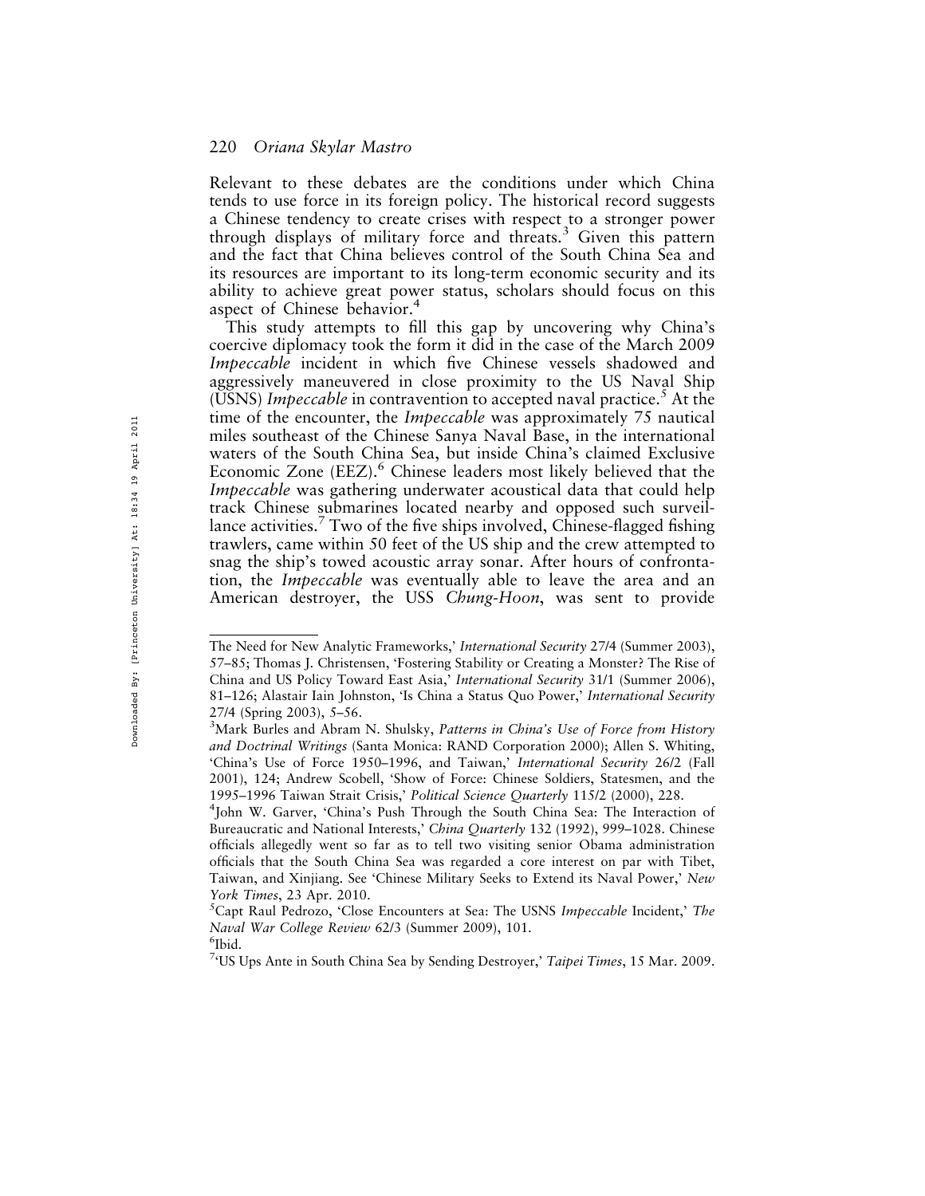Relevant to these debates are the conditions under which China tends to use force in its foreign policy. The historical record suggests a Chinese tendency to create crises with respect to a stronger power through displays of military force and threats.[3] Given this pattern and the fact that China believes control of the South China Sea and its resources are important to its long-term economic security and its ability to achieve great power status, scholars should focus on this aspect of Chinese behavior.[4]

This study attempts to fill this gap by uncovering why China's coercive diplomacy took the form it did in the case of the March 2009 *Impeccable* incident in which five Chinese vessels shadowed and aggressively maneuvered in close proximity to the US Naval Ship (USNS) *Impeccable* in contravention to accepted naval practice.[5] At the time of the encounter, the *Impeccable* was approximately 75 nautical miles southeast of the Chinese Sanya Naval Base, in the international waters of the South China Sea, but inside China's claimed Exclusive Economic Zone (EEZ).[6] Chinese leaders most likely believed that the *Impeccable* was gathering underwater acoustical data that could help track Chinese submarines located nearby and opposed such surveillance activities.[7] Two of the five ships involved, Chinese-flagged fishing trawlers, came within 50 feet of the US ship and the crew attempted to snag the ship's towed acoustic array sonar. After hours of confrontation, the *Impeccable* was eventually able to leave the area and an American destroyer, the USS *Chung-Hoon*, was sent to provide

---

The Need for New Analytic Frameworks,' *International Security* 27/4 (Summer 2003), 57–85; Thomas J. Christensen, 'Fostering Stability or Creating a Monster? The Rise of China and US Policy Toward East Asia,' *International Security* 31/1 (Summer 2006), 81–126; Alastair Iain Johnston, 'Is China a Status Quo Power,' *International Security* 27/4 (Spring 2003), 5–56.

[3] Mark Burles and Abram N. Shulsky, *Patterns in China's Use of Force from History and Doctrinal Writings* (Santa Monica: RAND Corporation 2000); Allen S. Whiting, 'China's Use of Force 1950–1996, and Taiwan,' *International Security* 26/2 (Fall 2001), 124; Andrew Scobell, 'Show of Force: Chinese Soldiers, Statesmen, and the 1995–1996 Taiwan Strait Crisis,' *Political Science Quarterly* 115/2 (2000), 228.

[4] John W. Garver, 'China's Push Through the South China Sea: The Interaction of Bureaucratic and National Interests,' *China Quarterly* 132 (1992), 999–1028. Chinese officials allegedly went so far as to tell two visiting senior Obama administration officials that the South China Sea was regarded a core interest on par with Tibet, Taiwan, and Xinjiang. See 'Chinese Military Seeks to Extend its Naval Power,' *New York Times*, 23 Apr. 2010.

[5] Capt Raul Pedrozo, 'Close Encounters at Sea: The USNS *Impeccable* Incident,' *The Naval War College Review* 62/3 (Summer 2009), 101.

[6] Ibid.

[7] 'US Ups Ante in South China Sea by Sending Destroyer,' *Taipei Times*, 15 Mar. 2009.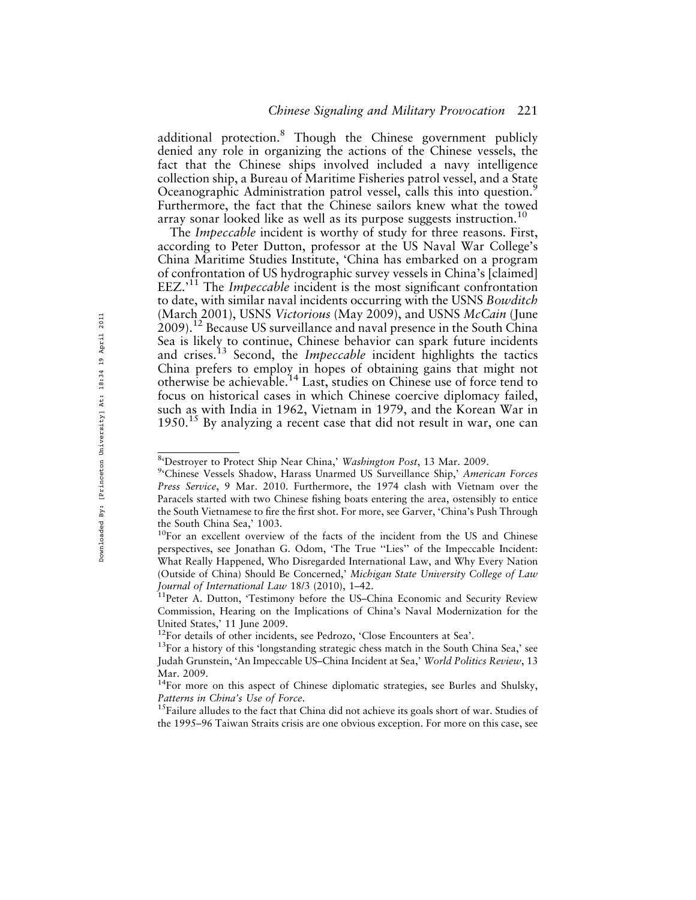additional protection.[8] Though the Chinese government publicly denied any role in organizing the actions of the Chinese vessels, the fact that the Chinese ships involved included a navy intelligence collection ship, a Bureau of Maritime Fisheries patrol vessel, and a State Oceanographic Administration patrol vessel, calls this into question.[9] Furthermore, the fact that the Chinese sailors knew what the towed array sonar looked like as well as its purpose suggests instruction.[10]

The *Impeccable* incident is worthy of study for three reasons. First, according to Peter Dutton, professor at the US Naval War College's China Maritime Studies Institute, 'China has embarked on a program of confrontation of US hydrographic survey vessels in China's [claimed] EEZ.'[11] The *Impeccable* incident is the most significant confrontation to date, with similar naval incidents occurring with the USNS *Bowditch* (March 2001), USNS *Victorious* (May 2009), and USNS *McCain* (June 2009).[12] Because US surveillance and naval presence in the South China Sea is likely to continue, Chinese behavior can spark future incidents and crises.[13] Second, the *Impeccable* incident highlights the tactics China prefers to employ in hopes of obtaining gains that might not otherwise be achievable.[14] Last, studies on Chinese use of force tend to focus on historical cases in which Chinese coercive diplomacy failed, such as with India in 1962, Vietnam in 1979, and the Korean War in 1950.[15] By analyzing a recent case that did not result in war, one can

---

[8]'Destroyer to Protect Ship Near China,' *Washington Post*, 13 Mar. 2009.

[9]'Chinese Vessels Shadow, Harass Unarmed US Surveillance Ship,' *American Forces Press Service*, 9 Mar. 2010. Furthermore, the 1974 clash with Vietnam over the Paracels started with two Chinese fishing boats entering the area, ostensibly to entice the South Vietnamese to fire the first shot. For more, see Garver, 'China's Push Through the South China Sea,' 1003.

[10]For an excellent overview of the facts of the incident from the US and Chinese perspectives, see Jonathan G. Odom, 'The True "Lies" of the Impeccable Incident: What Really Happened, Who Disregarded International Law, and Why Every Nation (Outside of China) Should Be Concerned,' *Michigan State University College of Law Journal of International Law* 18/3 (2010), 1–42.

[11]Peter A. Dutton, 'Testimony before the US–China Economic and Security Review Commission, Hearing on the Implications of China's Naval Modernization for the United States,' 11 June 2009.

[12]For details of other incidents, see Pedrozo, 'Close Encounters at Sea'.

[13]For a history of this 'longstanding strategic chess match in the South China Sea,' see Judah Grunstein, 'An Impeccable US–China Incident at Sea,' *World Politics Review*, 13 Mar. 2009.

[14]For more on this aspect of Chinese diplomatic strategies, see Burles and Shulsky, *Patterns in China's Use of Force*.

[15]Failure alludes to the fact that China did not achieve its goals short of war. Studies of the 1995–96 Taiwan Straits crisis are one obvious exception. For more on this case, see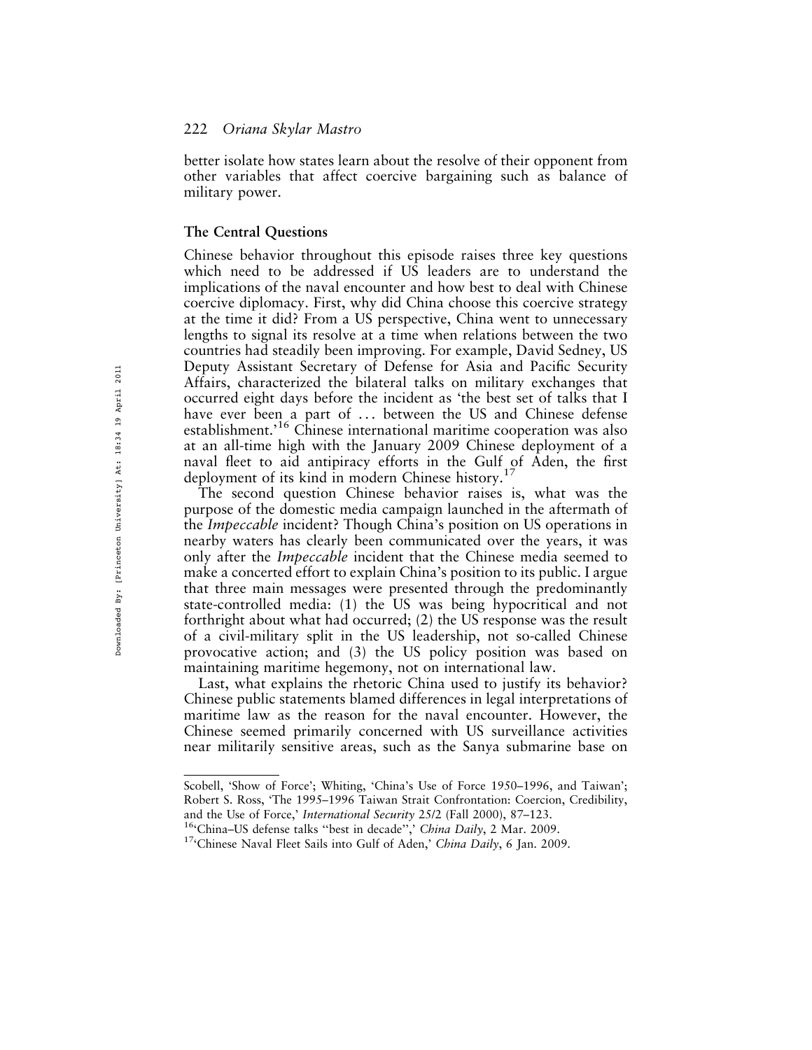better isolate how states learn about the resolve of their opponent from other variables that affect coercive bargaining such as balance of military power.

## The Central Questions

Chinese behavior throughout this episode raises three key questions which need to be addressed if US leaders are to understand the implications of the naval encounter and how best to deal with Chinese coercive diplomacy. First, why did China choose this coercive strategy at the time it did? From a US perspective, China went to unnecessary lengths to signal its resolve at a time when relations between the two countries had steadily been improving. For example, David Sedney, US Deputy Assistant Secretary of Defense for Asia and Pacific Security Affairs, characterized the bilateral talks on military exchanges that occurred eight days before the incident as 'the best set of talks that I have ever been a part of ... between the US and Chinese defense establishment.'[16] Chinese international maritime cooperation was also at an all-time high with the January 2009 Chinese deployment of a naval fleet to aid antipiracy efforts in the Gulf of Aden, the first deployment of its kind in modern Chinese history.[17]

The second question Chinese behavior raises is, what was the purpose of the domestic media campaign launched in the aftermath of the *Impeccable* incident? Though China's position on US operations in nearby waters has clearly been communicated over the years, it was only after the *Impeccable* incident that the Chinese media seemed to make a concerted effort to explain China's position to its public. I argue that three main messages were presented through the predominantly state-controlled media: (1) the US was being hypocritical and not forthright about what had occurred; (2) the US response was the result of a civil-military split in the US leadership, not so-called Chinese provocative action; and (3) the US policy position was based on maintaining maritime hegemony, not on international law.

Last, what explains the rhetoric China used to justify its behavior? Chinese public statements blamed differences in legal interpretations of maritime law as the reason for the naval encounter. However, the Chinese seemed primarily concerned with US surveillance activities near militarily sensitive areas, such as the Sanya submarine base on

---

Scobell, 'Show of Force'; Whiting, 'China's Use of Force 1950–1996, and Taiwan'; Robert S. Ross, 'The 1995–1996 Taiwan Strait Confrontation: Coercion, Credibility, and the Use of Force,' *International Security* 25/2 (Fall 2000), 87–123.

[16] 'China–US defense talks "best in decade",' *China Daily*, 2 Mar. 2009.

[17] 'Chinese Naval Fleet Sails into Gulf of Aden,' *China Daily*, 6 Jan. 2009.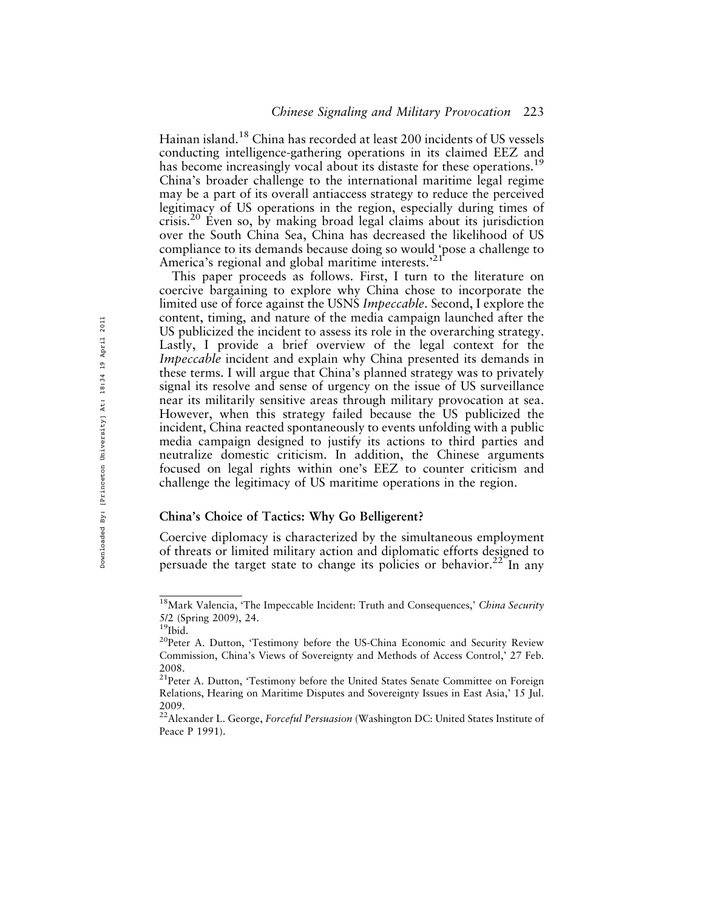Hainan island.[18] China has recorded at least 200 incidents of US vessels conducting intelligence-gathering operations in its claimed EEZ and has become increasingly vocal about its distaste for these operations.[19] China's broader challenge to the international maritime legal regime may be a part of its overall antiaccess strategy to reduce the perceived legitimacy of US operations in the region, especially during times of crisis.[20] Even so, by making broad legal claims about its jurisdiction over the South China Sea, China has decreased the likelihood of US compliance to its demands because doing so would 'pose a challenge to America's regional and global maritime interests.'[21]

This paper proceeds as follows. First, I turn to the literature on coercive bargaining to explore why China chose to incorporate the limited use of force against the USNS *Impeccable*. Second, I explore the content, timing, and nature of the media campaign launched after the US publicized the incident to assess its role in the overarching strategy. Lastly, I provide a brief overview of the legal context for the *Impeccable* incident and explain why China presented its demands in these terms. I will argue that China's planned strategy was to privately signal its resolve and sense of urgency on the issue of US surveillance near its militarily sensitive areas through military provocation at sea. However, when this strategy failed because the US publicized the incident, China reacted spontaneously to events unfolding with a public media campaign designed to justify its actions to third parties and neutralize domestic criticism. In addition, the Chinese arguments focused on legal rights within one's EEZ to counter criticism and challenge the legitimacy of US maritime operations in the region.

## China's Choice of Tactics: Why Go Belligerent?

Coercive diplomacy is characterized by the simultaneous employment of threats or limited military action and diplomatic efforts designed to persuade the target state to change its policies or behavior.[22] In any

---

[18] Mark Valencia, 'The Impeccable Incident: Truth and Consequences,' *China Security* 5/2 (Spring 2009), 24.

[19] Ibid.

[20] Peter A. Dutton, 'Testimony before the US-China Economic and Security Review Commission, China's Views of Sovereignty and Methods of Access Control,' 27 Feb. 2008.

[21] Peter A. Dutton, 'Testimony before the United States Senate Committee on Foreign Relations, Hearing on Maritime Disputes and Sovereignty Issues in East Asia,' 15 Jul. 2009.

[22] Alexander L. George, *Forceful Persuasion* (Washington DC: United States Institute of Peace P 1991).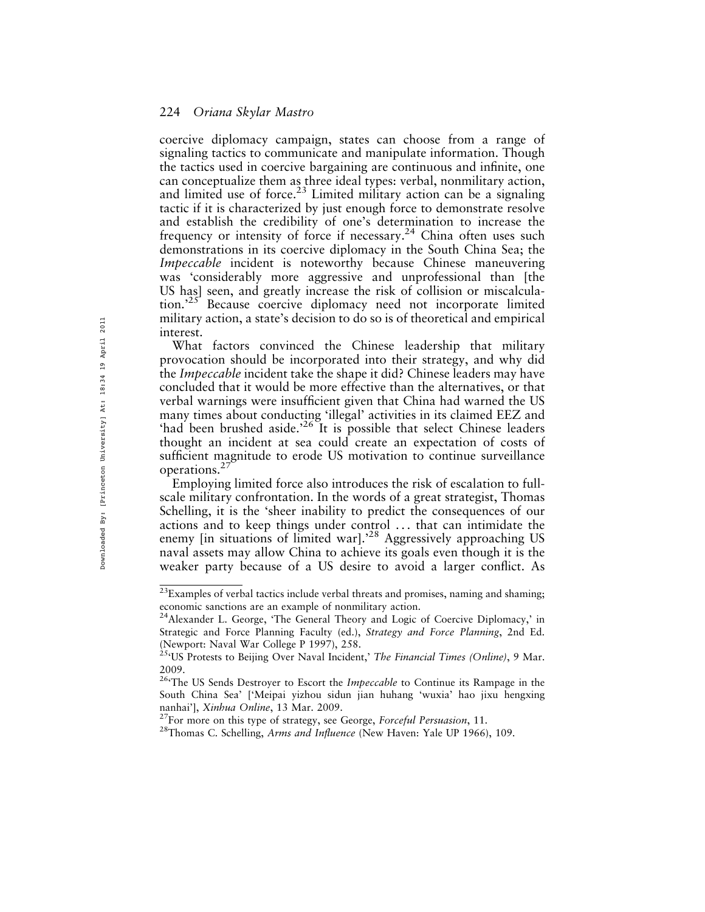coercive diplomacy campaign, states can choose from a range of signaling tactics to communicate and manipulate information. Though the tactics used in coercive bargaining are continuous and infinite, one can conceptualize them as three ideal types: verbal, nonmilitary action, and limited use of force.[23] Limited military action can be a signaling tactic if it is characterized by just enough force to demonstrate resolve and establish the credibility of one's determination to increase the frequency or intensity of force if necessary.[24] China often uses such demonstrations in its coercive diplomacy in the South China Sea; the *Impeccable* incident is noteworthy because Chinese maneuvering was 'considerably more aggressive and unprofessional than [the US has] seen, and greatly increase the risk of collision or miscalculation.'[25] Because coercive diplomacy need not incorporate limited military action, a state's decision to do so is of theoretical and empirical interest.

What factors convinced the Chinese leadership that military provocation should be incorporated into their strategy, and why did the *Impeccable* incident take the shape it did? Chinese leaders may have concluded that it would be more effective than the alternatives, or that verbal warnings were insufficient given that China had warned the US many times about conducting 'illegal' activities in its claimed EEZ and 'had been brushed aside.'[26] It is possible that select Chinese leaders thought an incident at sea could create an expectation of costs of sufficient magnitude to erode US motivation to continue surveillance operations.[27]

Employing limited force also introduces the risk of escalation to full-scale military confrontation. In the words of a great strategist, Thomas Schelling, it is the 'sheer inability to predict the consequences of our actions and to keep things under control ... that can intimidate the enemy [in situations of limited war].'[28] Aggressively approaching US naval assets may allow China to achieve its goals even though it is the weaker party because of a US desire to avoid a larger conflict. As

---

[23]Examples of verbal tactics include verbal threats and promises, naming and shaming; economic sanctions are an example of nonmilitary action.

[24]Alexander L. George, 'The General Theory and Logic of Coercive Diplomacy,' in Strategic and Force Planning Faculty (ed.), *Strategy and Force Planning*, 2nd Ed. (Newport: Naval War College P 1997), 258.

[25]'US Protests to Beijing Over Naval Incident,' *The Financial Times (Online)*, 9 Mar. 2009.

[26]'The US Sends Destroyer to Escort the *Impeccable* to Continue its Rampage in the South China Sea' ['Meipai yizhou sidun jian huhang 'wuxia' hao jixu hengxing nanhai'], *Xinhua Online*, 13 Mar. 2009.

[27]For more on this type of strategy, see George, *Forceful Persuasion*, 11.

[28]Thomas C. Schelling, *Arms and Influence* (New Haven: Yale UP 1966), 109.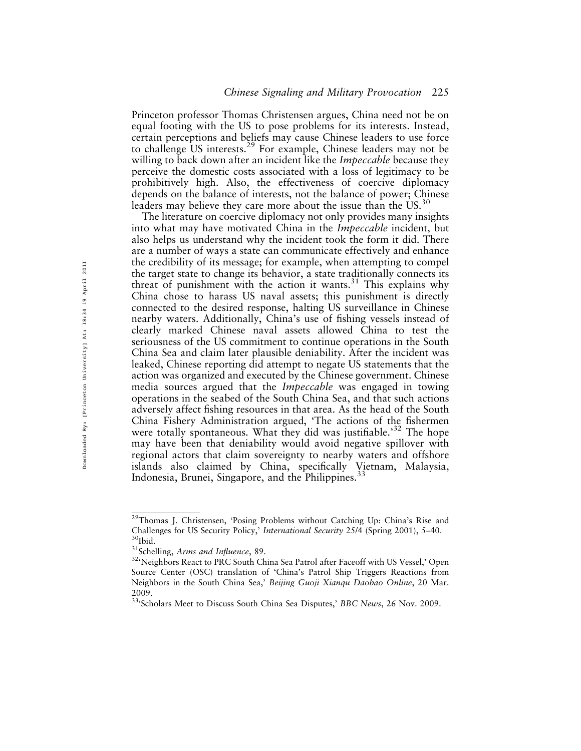Princeton professor Thomas Christensen argues, China need not be on equal footing with the US to pose problems for its interests. Instead, certain perceptions and beliefs may cause Chinese leaders to use force to challenge US interests.[29] For example, Chinese leaders may not be willing to back down after an incident like the *Impeccable* because they perceive the domestic costs associated with a loss of legitimacy to be prohibitively high. Also, the effectiveness of coercive diplomacy depends on the balance of interests, not the balance of power; Chinese leaders may believe they care more about the issue than the US.[30]

The literature on coercive diplomacy not only provides many insights into what may have motivated China in the *Impeccable* incident, but also helps us understand why the incident took the form it did. There are a number of ways a state can communicate effectively and enhance the credibility of its message; for example, when attempting to compel the target state to change its behavior, a state traditionally connects its threat of punishment with the action it wants.[31] This explains why China chose to harass US naval assets; this punishment is directly connected to the desired response, halting US surveillance in Chinese nearby waters. Additionally, China's use of fishing vessels instead of clearly marked Chinese naval assets allowed China to test the seriousness of the US commitment to continue operations in the South China Sea and claim later plausible deniability. After the incident was leaked, Chinese reporting did attempt to negate US statements that the action was organized and executed by the Chinese government. Chinese media sources argued that the *Impeccable* was engaged in towing operations in the seabed of the South China Sea, and that such actions adversely affect fishing resources in that area. As the head of the South China Fishery Administration argued, 'The actions of the fishermen were totally spontaneous. What they did was justifiable.'[32] The hope may have been that deniability would avoid negative spillover with regional actors that claim sovereignty to nearby waters and offshore islands also claimed by China, specifically Vietnam, Malaysia, Indonesia, Brunei, Singapore, and the Philippines.[33]

---

[29] Thomas J. Christensen, 'Posing Problems without Catching Up: China's Rise and Challenges for US Security Policy,' *International Security* 25/4 (Spring 2001), 5–40.

[30] Ibid.

[31] Schelling, *Arms and Influence*, 89.

[32] 'Neighbors React to PRC South China Sea Patrol after Faceoff with US Vessel,' Open Source Center (OSC) translation of 'China's Patrol Ship Triggers Reactions from Neighbors in the South China Sea,' *Beijing Guoji Xianqu Daobao Online*, 20 Mar. 2009.

[33] 'Scholars Meet to Discuss South China Sea Disputes,' *BBC News*, 26 Nov. 2009.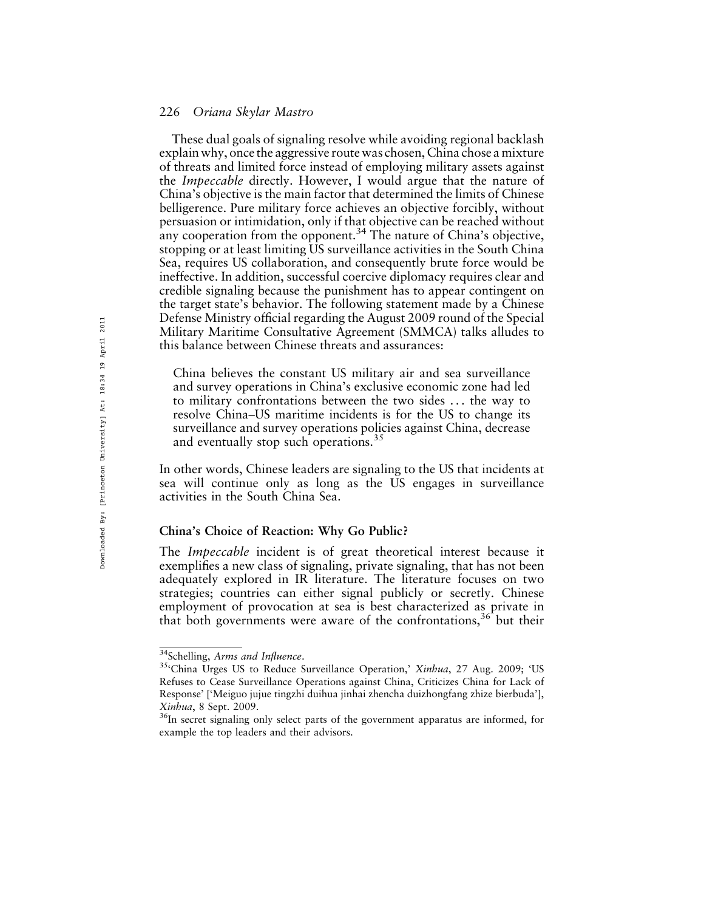These dual goals of signaling resolve while avoiding regional backlash explain why, once the aggressive route was chosen, China chose a mixture of threats and limited force instead of employing military assets against the *Impeccable* directly. However, I would argue that the nature of China's objective is the main factor that determined the limits of Chinese belligerence. Pure military force achieves an objective forcibly, without persuasion or intimidation, only if that objective can be reached without any cooperation from the opponent.[34] The nature of China's objective, stopping or at least limiting US surveillance activities in the South China Sea, requires US collaboration, and consequently brute force would be ineffective. In addition, successful coercive diplomacy requires clear and credible signaling because the punishment has to appear contingent on the target state's behavior. The following statement made by a Chinese Defense Ministry official regarding the August 2009 round of the Special Military Maritime Consultative Agreement (SMMCA) talks alludes to this balance between Chinese threats and assurances:

> China believes the constant US military air and sea surveillance and survey operations in China's exclusive economic zone had led to military confrontations between the two sides ... the way to resolve China–US maritime incidents is for the US to change its surveillance and survey operations policies against China, decrease and eventually stop such operations.[35]

In other words, Chinese leaders are signaling to the US that incidents at sea will continue only as long as the US engages in surveillance activities in the South China Sea.

### China's Choice of Reaction: Why Go Public?

The *Impeccable* incident is of great theoretical interest because it exemplifies a new class of signaling, private signaling, that has not been adequately explored in IR literature. The literature focuses on two strategies; countries can either signal publicly or secretly. Chinese employment of provocation at sea is best characterized as private in that both governments were aware of the confrontations,[36] but their

---

[34] Schelling, *Arms and Influence*.

[35] 'China Urges US to Reduce Surveillance Operation,' *Xinhua*, 27 Aug. 2009; 'US Refuses to Cease Surveillance Operations against China, Criticizes China for Lack of Response' ['Meiguo jujue tingzhi duihua jinhai zhencha duizhongfang zhize bierbuda'], *Xinhua*, 8 Sept. 2009.

[36] In secret signaling only select parts of the government apparatus are informed, for example the top leaders and their advisors.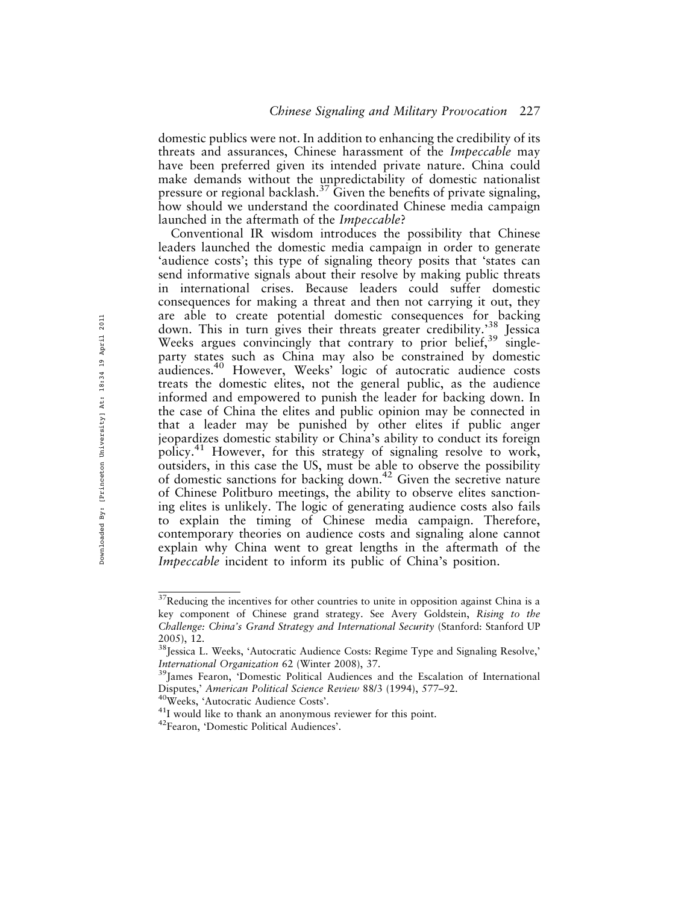domestic publics were not. In addition to enhancing the credibility of its threats and assurances, Chinese harassment of the *Impeccable* may have been preferred given its intended private nature. China could make demands without the unpredictability of domestic nationalist pressure or regional backlash.[37] Given the benefits of private signaling, how should we understand the coordinated Chinese media campaign launched in the aftermath of the *Impeccable*?

Conventional IR wisdom introduces the possibility that Chinese leaders launched the domestic media campaign in order to generate 'audience costs'; this type of signaling theory posits that 'states can send informative signals about their resolve by making public threats in international crises. Because leaders could suffer domestic consequences for making a threat and then not carrying it out, they are able to create potential domestic consequences for backing down. This in turn gives their threats greater credibility.'[38] Jessica Weeks argues convincingly that contrary to prior belief,[39] single-party states such as China may also be constrained by domestic audiences.[40] However, Weeks' logic of autocratic audience costs treats the domestic elites, not the general public, as the audience informed and empowered to punish the leader for backing down. In the case of China the elites and public opinion may be connected in that a leader may be punished by other elites if public anger jeopardizes domestic stability or China's ability to conduct its foreign policy.[41] However, for this strategy of signaling resolve to work, outsiders, in this case the US, must be able to observe the possibility of domestic sanctions for backing down.[42] Given the secretive nature of Chinese Politburo meetings, the ability to observe elites sanctioning elites is unlikely. The logic of generating audience costs also fails to explain the timing of Chinese media campaign. Therefore, contemporary theories on audience costs and signaling alone cannot explain why China went to great lengths in the aftermath of the *Impeccable* incident to inform its public of China's position.

---

[37] Reducing the incentives for other countries to unite in opposition against China is a key component of Chinese grand strategy. See Avery Goldstein, *Rising to the Challenge: China's Grand Strategy and International Security* (Stanford: Stanford UP 2005), 12.

[38] Jessica L. Weeks, 'Autocratic Audience Costs: Regime Type and Signaling Resolve,' *International Organization* 62 (Winter 2008), 37.

[39] James Fearon, 'Domestic Political Audiences and the Escalation of International Disputes,' *American Political Science Review* 88/3 (1994), 577–92.

[40] Weeks, 'Autocratic Audience Costs'.

[41] I would like to thank an anonymous reviewer for this point.

[42] Fearon, 'Domestic Political Audiences'.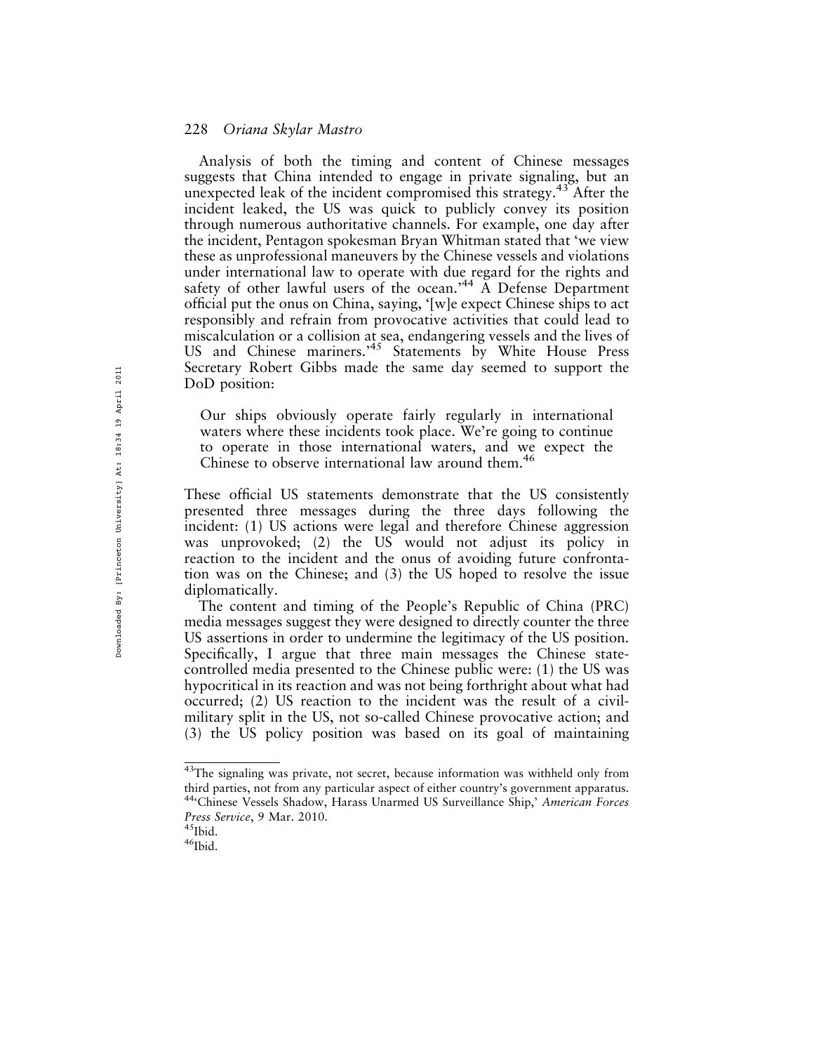Analysis of both the timing and content of Chinese messages suggests that China intended to engage in private signaling, but an unexpected leak of the incident compromised this strategy.[43] After the incident leaked, the US was quick to publicly convey its position through numerous authoritative channels. For example, one day after the incident, Pentagon spokesman Bryan Whitman stated that 'we view these as unprofessional maneuvers by the Chinese vessels and violations under international law to operate with due regard for the rights and safety of other lawful users of the ocean.'[44] A Defense Department official put the onus on China, saying, '[w]e expect Chinese ships to act responsibly and refrain from provocative activities that could lead to miscalculation or a collision at sea, endangering vessels and the lives of US and Chinese mariners.'[45] Statements by White House Press Secretary Robert Gibbs made the same day seemed to support the DoD position:

> Our ships obviously operate fairly regularly in international waters where these incidents took place. We're going to continue to operate in those international waters, and we expect the Chinese to observe international law around them.[46]

These official US statements demonstrate that the US consistently presented three messages during the three days following the incident: (1) US actions were legal and therefore Chinese aggression was unprovoked; (2) the US would not adjust its policy in reaction to the incident and the onus of avoiding future confrontation was on the Chinese; and (3) the US hoped to resolve the issue diplomatically.

The content and timing of the People's Republic of China (PRC) media messages suggest they were designed to directly counter the three US assertions in order to undermine the legitimacy of the US position. Specifically, I argue that three main messages the Chinese state-controlled media presented to the Chinese public were: (1) the US was hypocritical in its reaction and was not being forthright about what had occurred; (2) US reaction to the incident was the result of a civil-military split in the US, not so-called Chinese provocative action; and (3) the US policy position was based on its goal of maintaining

---

[43] The signaling was private, not secret, because information was withheld only from third parties, not from any particular aspect of either country's government apparatus.

[44] 'Chinese Vessels Shadow, Harass Unarmed US Surveillance Ship,' *American Forces Press Service*, 9 Mar. 2010.

[45] Ibid.

[46] Ibid.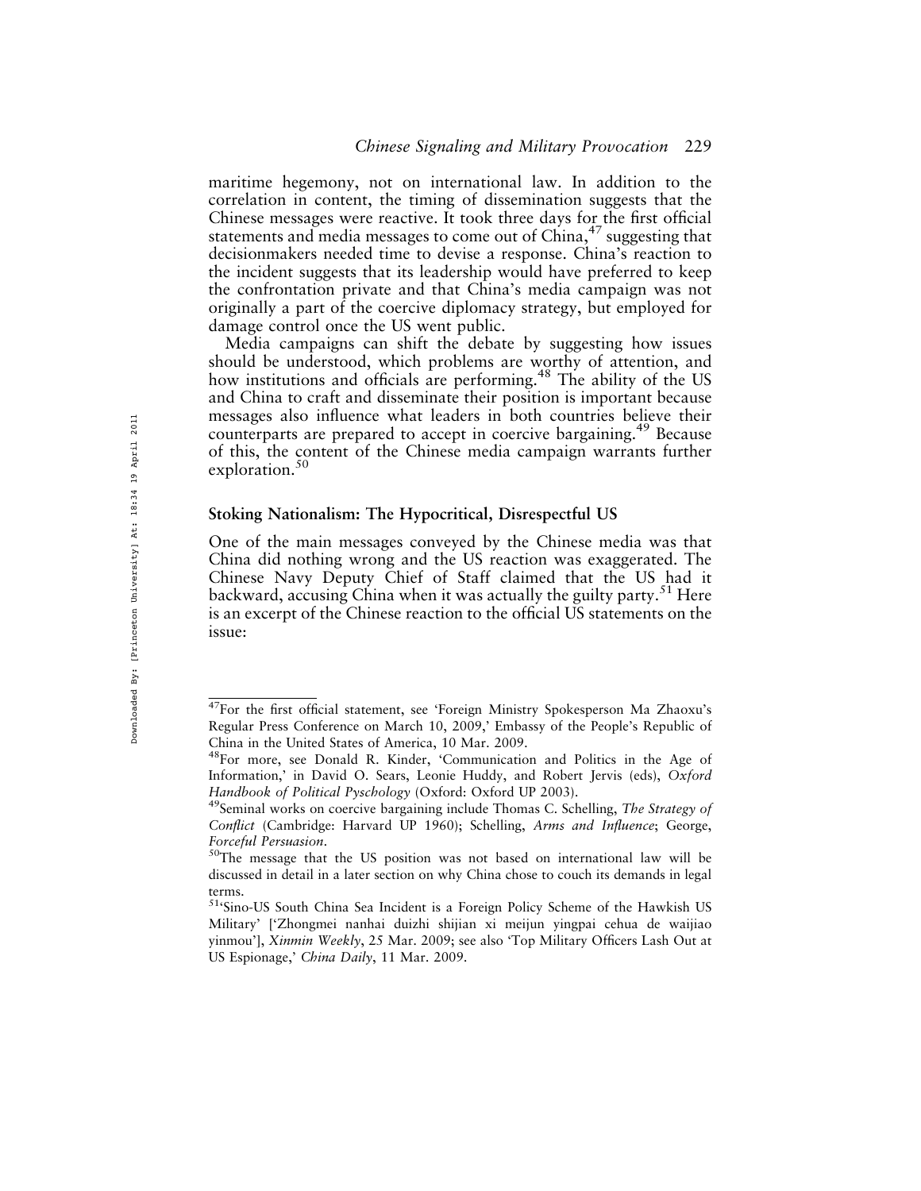maritime hegemony, not on international law. In addition to the correlation in content, the timing of dissemination suggests that the Chinese messages were reactive. It took three days for the first official statements and media messages to come out of China,[47] suggesting that decisionmakers needed time to devise a response. China's reaction to the incident suggests that its leadership would have preferred to keep the confrontation private and that China's media campaign was not originally a part of the coercive diplomacy strategy, but employed for damage control once the US went public.

Media campaigns can shift the debate by suggesting how issues should be understood, which problems are worthy of attention, and how institutions and officials are performing.[48] The ability of the US and China to craft and disseminate their position is important because messages also influence what leaders in both countries believe their counterparts are prepared to accept in coercive bargaining.[49] Because of this, the content of the Chinese media campaign warrants further exploration.[50]

### Stoking Nationalism: The Hypocritical, Disrespectful US

One of the main messages conveyed by the Chinese media was that China did nothing wrong and the US reaction was exaggerated. The Chinese Navy Deputy Chief of Staff claimed that the US had it backward, accusing China when it was actually the guilty party.[51] Here is an excerpt of the Chinese reaction to the official US statements on the issue:

---

[47] For the first official statement, see 'Foreign Ministry Spokesperson Ma Zhaoxu's Regular Press Conference on March 10, 2009,' Embassy of the People's Republic of China in the United States of America, 10 Mar. 2009.

[48] For more, see Donald R. Kinder, 'Communication and Politics in the Age of Information,' in David O. Sears, Leonie Huddy, and Robert Jervis (eds), *Oxford Handbook of Political Pyschology* (Oxford: Oxford UP 2003).

[49] Seminal works on coercive bargaining include Thomas C. Schelling, *The Strategy of Conflict* (Cambridge: Harvard UP 1960); Schelling, *Arms and Influence*; George, *Forceful Persuasion*.

[50] The message that the US position was not based on international law will be discussed in detail in a later section on why China chose to couch its demands in legal terms.

[51] 'Sino-US South China Sea Incident is a Foreign Policy Scheme of the Hawkish US Military' ['Zhongmei nanhai duizhi shijian xi meijun yingpai cehua de waijiao yinmou'], *Xinmin Weekly*, 25 Mar. 2009; see also 'Top Military Officers Lash Out at US Espionage,' *China Daily*, 11 Mar. 2009.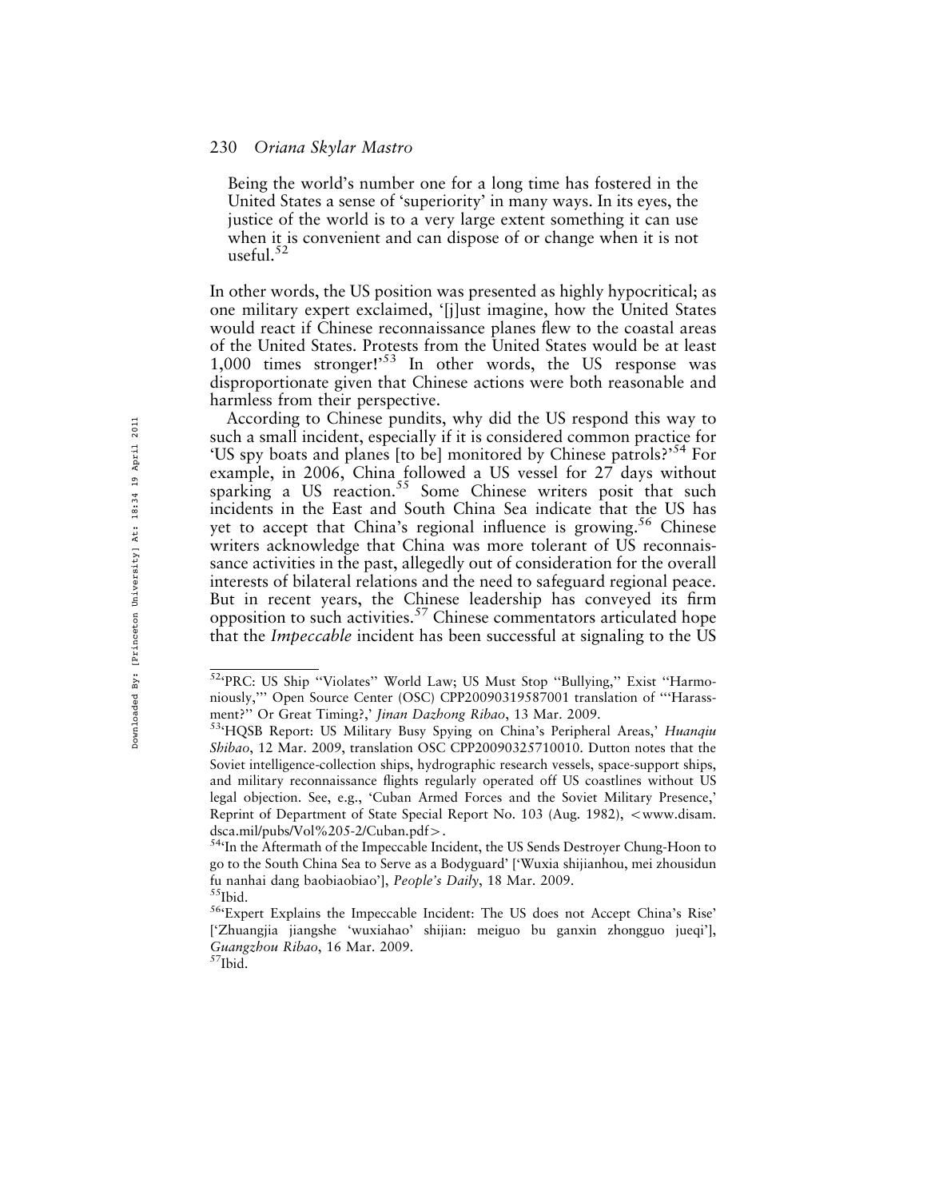> Being the world's number one for a long time has fostered in the United States a sense of 'superiority' in many ways. In its eyes, the justice of the world is to a very large extent something it can use when it is convenient and can dispose of or change when it is not useful.[52]

In other words, the US position was presented as highly hypocritical; as one military expert exclaimed, '[j]ust imagine, how the United States would react if Chinese reconnaissance planes flew to the coastal areas of the United States. Protests from the United States would be at least 1,000 times stronger!'[53] In other words, the US response was disproportionate given that Chinese actions were both reasonable and harmless from their perspective.

According to Chinese pundits, why did the US respond this way to such a small incident, especially if it is considered common practice for 'US spy boats and planes [to be] monitored by Chinese patrols?'[54] For example, in 2006, China followed a US vessel for 27 days without sparking a US reaction.[55] Some Chinese writers posit that such incidents in the East and South China Sea indicate that the US has yet to accept that China's regional influence is growing.[56] Chinese writers acknowledge that China was more tolerant of US reconnaissance activities in the past, allegedly out of consideration for the overall interests of bilateral relations and the need to safeguard regional peace. But in recent years, the Chinese leadership has conveyed its firm opposition to such activities.[57] Chinese commentators articulated hope that the *Impeccable* incident has been successful at signaling to the US

---

[52] 'PRC: US Ship "Violates" World Law; US Must Stop "Bullying," Exist "Harmoniously,"' Open Source Center (OSC) CPP20090319587001 translation of '"Harassment?" Or Great Timing?,' *Jinan Dazhong Ribao*, 13 Mar. 2009.

[53] 'HQSB Report: US Military Busy Spying on China's Peripheral Areas,' *Huanqiu Shibao*, 12 Mar. 2009, translation OSC CPP20090325710010. Dutton notes that the Soviet intelligence-collection ships, hydrographic research vessels, space-support ships, and military reconnaissance flights regularly operated off US coastlines without US legal objection. See, e.g., 'Cuban Armed Forces and the Soviet Military Presence,' Reprint of Department of State Special Report No. 103 (Aug. 1982), <www.disam.dsca.mil/pubs/Vol%205-2/Cuban.pdf>.

[54] 'In the Aftermath of the Impeccable Incident, the US Sends Destroyer Chung-Hoon to go to the South China Sea to Serve as a Bodyguard' ['Wuxia shijianhou, mei zhousidun fu nanhai dang baobiaobiao'], *People's Daily*, 18 Mar. 2009.

[55] Ibid.

[56] 'Expert Explains the Impeccable Incident: The US does not Accept China's Rise' ['Zhuangjia jiangshe 'wuxiahao' shijian: meiguo bu ganxin zhongguo jueqi'], *Guangzhou Ribao*, 16 Mar. 2009.

[57] Ibid.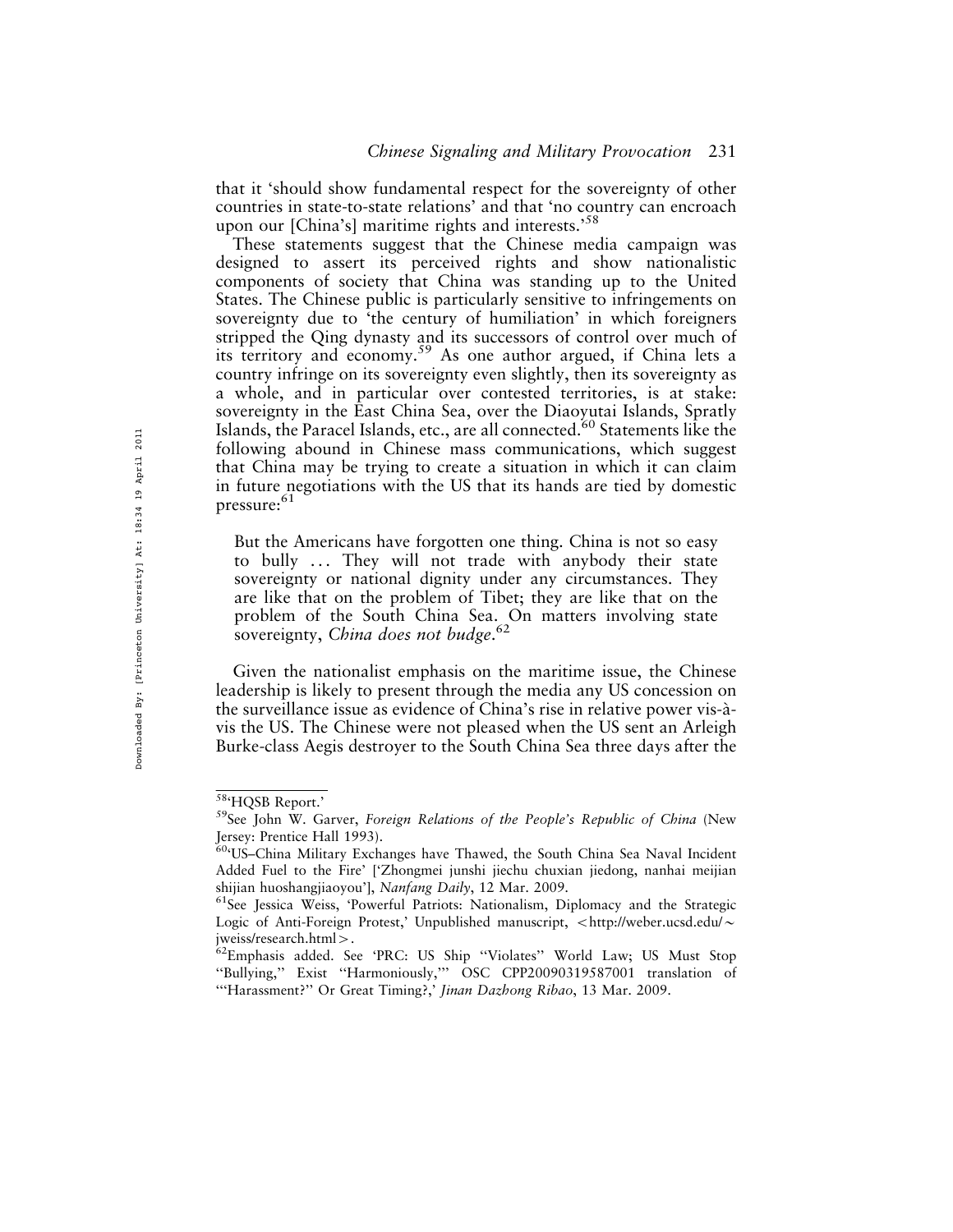that it 'should show fundamental respect for the sovereignty of other countries in state-to-state relations' and that 'no country can encroach upon our [China's] maritime rights and interests.'[58]

These statements suggest that the Chinese media campaign was designed to assert its perceived rights and show nationalistic components of society that China was standing up to the United States. The Chinese public is particularly sensitive to infringements on sovereignty due to 'the century of humiliation' in which foreigners stripped the Qing dynasty and its successors of control over much of its territory and economy.[59] As one author argued, if China lets a country infringe on its sovereignty even slightly, then its sovereignty as a whole, and in particular over contested territories, is at stake: sovereignty in the East China Sea, over the Diaoyutai Islands, Spratly Islands, the Paracel Islands, etc., are all connected.[60] Statements like the following abound in Chinese mass communications, which suggest that China may be trying to create a situation in which it can claim in future negotiations with the US that its hands are tied by domestic pressure:[61]

> But the Americans have forgotten one thing. China is not so easy to bully ... They will not trade with anybody their state sovereignty or national dignity under any circumstances. They are like that on the problem of Tibet; they are like that on the problem of the South China Sea. On matters involving state sovereignty, *China does not budge*.[62]

Given the nationalist emphasis on the maritime issue, the Chinese leadership is likely to present through the media any US concession on the surveillance issue as evidence of China's rise in relative power vis-à-vis the US. The Chinese were not pleased when the US sent an Arleigh Burke-class Aegis destroyer to the South China Sea three days after the

---

[58] 'HQSB Report.'

[59] See John W. Garver, *Foreign Relations of the People's Republic of China* (New Jersey: Prentice Hall 1993).

[60] 'US–China Military Exchanges have Thawed, the South China Sea Naval Incident Added Fuel to the Fire' ['Zhongmei junshi jiechu chuxian jiedong, nanhai meijian shijian huoshangjiaoyou'], *Nanfang Daily*, 12 Mar. 2009.

[61] See Jessica Weiss, 'Powerful Patriots: Nationalism, Diplomacy and the Strategic Logic of Anti-Foreign Protest,' Unpublished manuscript, <http://weber.ucsd.edu/~jweiss/research.html>.

[62] Emphasis added. See 'PRC: US Ship "Violates" World Law; US Must Stop "Bullying," Exist "Harmoniously,"' OSC CPP20090319587001 translation of '"Harassment?" Or Great Timing?,' *Jinan Dazhong Ribao*, 13 Mar. 2009.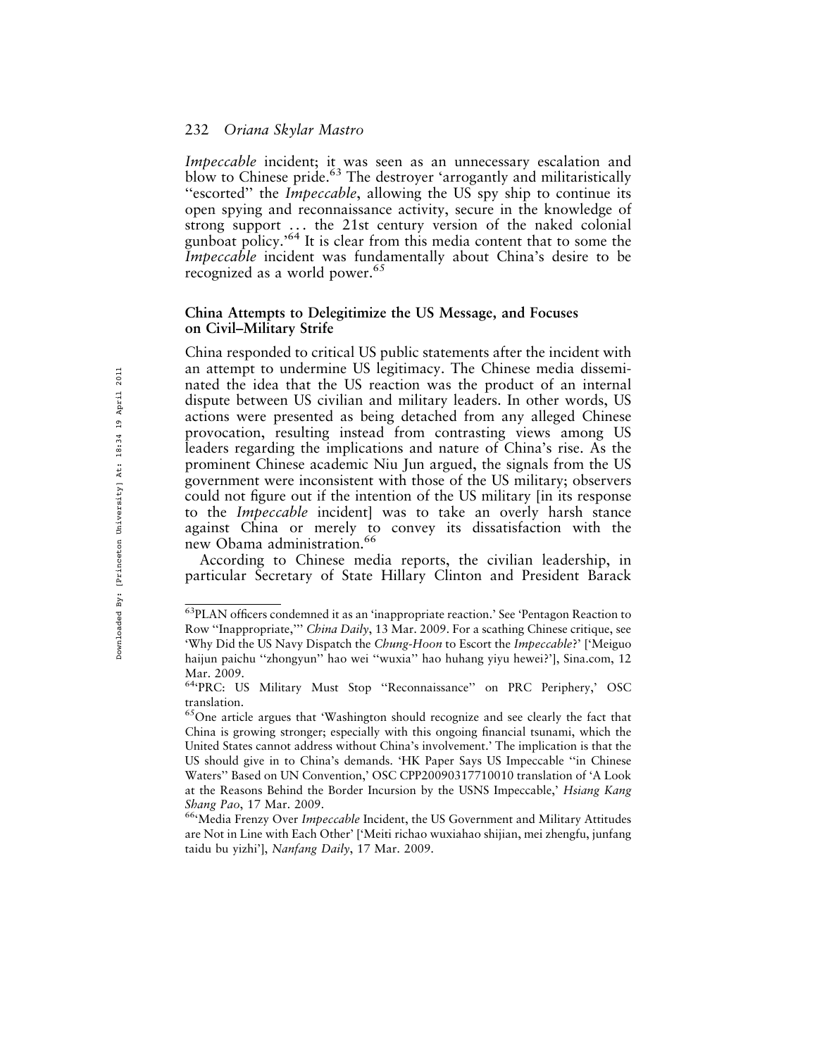*Impeccable* incident; it was seen as an unnecessary escalation and blow to Chinese pride.[63] The destroyer 'arrogantly and militaristically "escorted" the *Impeccable*, allowing the US spy ship to continue its open spying and reconnaissance activity, secure in the knowledge of strong support ... the 21st century version of the naked colonial gunboat policy.'[64] It is clear from this media content that to some the *Impeccable* incident was fundamentally about China's desire to be recognized as a world power.[65]

### China Attempts to Delegitimize the US Message, and Focuses on Civil–Military Strife

China responded to critical US public statements after the incident with an attempt to undermine US legitimacy. The Chinese media disseminated the idea that the US reaction was the product of an internal dispute between US civilian and military leaders. In other words, US actions were presented as being detached from any alleged Chinese provocation, resulting instead from contrasting views among US leaders regarding the implications and nature of China's rise. As the prominent Chinese academic Niu Jun argued, the signals from the US government were inconsistent with those of the US military; observers could not figure out if the intention of the US military [in its response to the *Impeccable* incident] was to take an overly harsh stance against China or merely to convey its dissatisfaction with the new Obama administration.[66]

According to Chinese media reports, the civilian leadership, in particular Secretary of State Hillary Clinton and President Barack

---

[63]PLAN officers condemned it as an 'inappropriate reaction.' See 'Pentagon Reaction to Row "Inappropriate,"' *China Daily*, 13 Mar. 2009. For a scathing Chinese critique, see 'Why Did the US Navy Dispatch the *Chung-Hoon* to Escort the *Impeccable*?' ['Meiguo haijun paichu "zhongyun" hao wei "wuxia" hao huhang yiyu hewei?'], Sina.com, 12 Mar. 2009.

[64]'PRC: US Military Must Stop "Reconnaissance" on PRC Periphery,' OSC translation.

[65]One article argues that 'Washington should recognize and see clearly the fact that China is growing stronger; especially with this ongoing financial tsunami, which the United States cannot address without China's involvement.' The implication is that the US should give in to China's demands. 'HK Paper Says US Impeccable "in Chinese Waters" Based on UN Convention,' OSC CPP20090317710010 translation of 'A Look at the Reasons Behind the Border Incursion by the USNS Impeccable,' *Hsiang Kang Shang Pao*, 17 Mar. 2009.

[66]'Media Frenzy Over *Impeccable* Incident, the US Government and Military Attitudes are Not in Line with Each Other' ['Meiti richao wuxiahao shijian, mei zhengfu, junfang taidu bu yizhi'], *Nanfang Daily*, 17 Mar. 2009.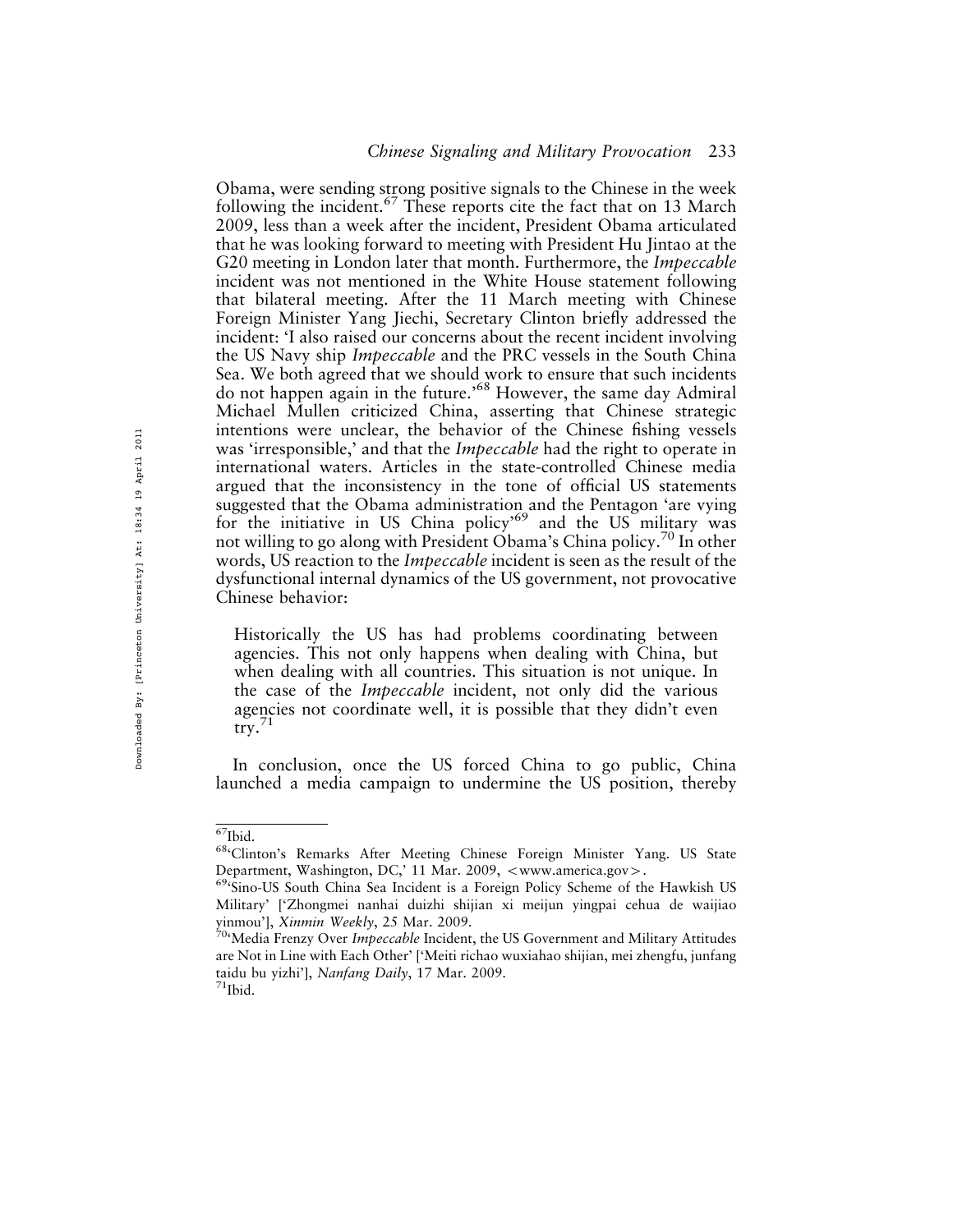Obama, were sending strong positive signals to the Chinese in the week following the incident.[67] These reports cite the fact that on 13 March 2009, less than a week after the incident, President Obama articulated that he was looking forward to meeting with President Hu Jintao at the G20 meeting in London later that month. Furthermore, the *Impeccable* incident was not mentioned in the White House statement following that bilateral meeting. After the 11 March meeting with Chinese Foreign Minister Yang Jiechi, Secretary Clinton briefly addressed the incident: 'I also raised our concerns about the recent incident involving the US Navy ship *Impeccable* and the PRC vessels in the South China Sea. We both agreed that we should work to ensure that such incidents do not happen again in the future.'[68] However, the same day Admiral Michael Mullen criticized China, asserting that Chinese strategic intentions were unclear, the behavior of the Chinese fishing vessels was 'irresponsible,' and that the *Impeccable* had the right to operate in international waters. Articles in the state-controlled Chinese media argued that the inconsistency in the tone of official US statements suggested that the Obama administration and the Pentagon 'are vying for the initiative in US China policy'[69] and the US military was not willing to go along with President Obama's China policy.[70] In other words, US reaction to the *Impeccable* incident is seen as the result of the dysfunctional internal dynamics of the US government, not provocative Chinese behavior:

> Historically the US has had problems coordinating between agencies. This not only happens when dealing with China, but when dealing with all countries. This situation is not unique. In the case of the *Impeccable* incident, not only did the various agencies not coordinate well, it is possible that they didn't even try.[71]

In conclusion, once the US forced China to go public, China launched a media campaign to undermine the US position, thereby

---

[67] Ibid.

[68] 'Clinton's Remarks After Meeting Chinese Foreign Minister Yang. US State Department, Washington, DC,' 11 Mar. 2009, <www.america.gov>.

[69] 'Sino-US South China Sea Incident is a Foreign Policy Scheme of the Hawkish US Military' ['Zhongmei nanhai duizhi shijian xi meijun yingpai cehua de waijiao yinmou'], *Xinmin Weekly*, 25 Mar. 2009.

[70] 'Media Frenzy Over *Impeccable* Incident, the US Government and Military Attitudes are Not in Line with Each Other' ['Meiti richao wuxiahao shijian, mei zhengfu, junfang taidu bu yizhi'], *Nanfang Daily*, 17 Mar. 2009.

[71] Ibid.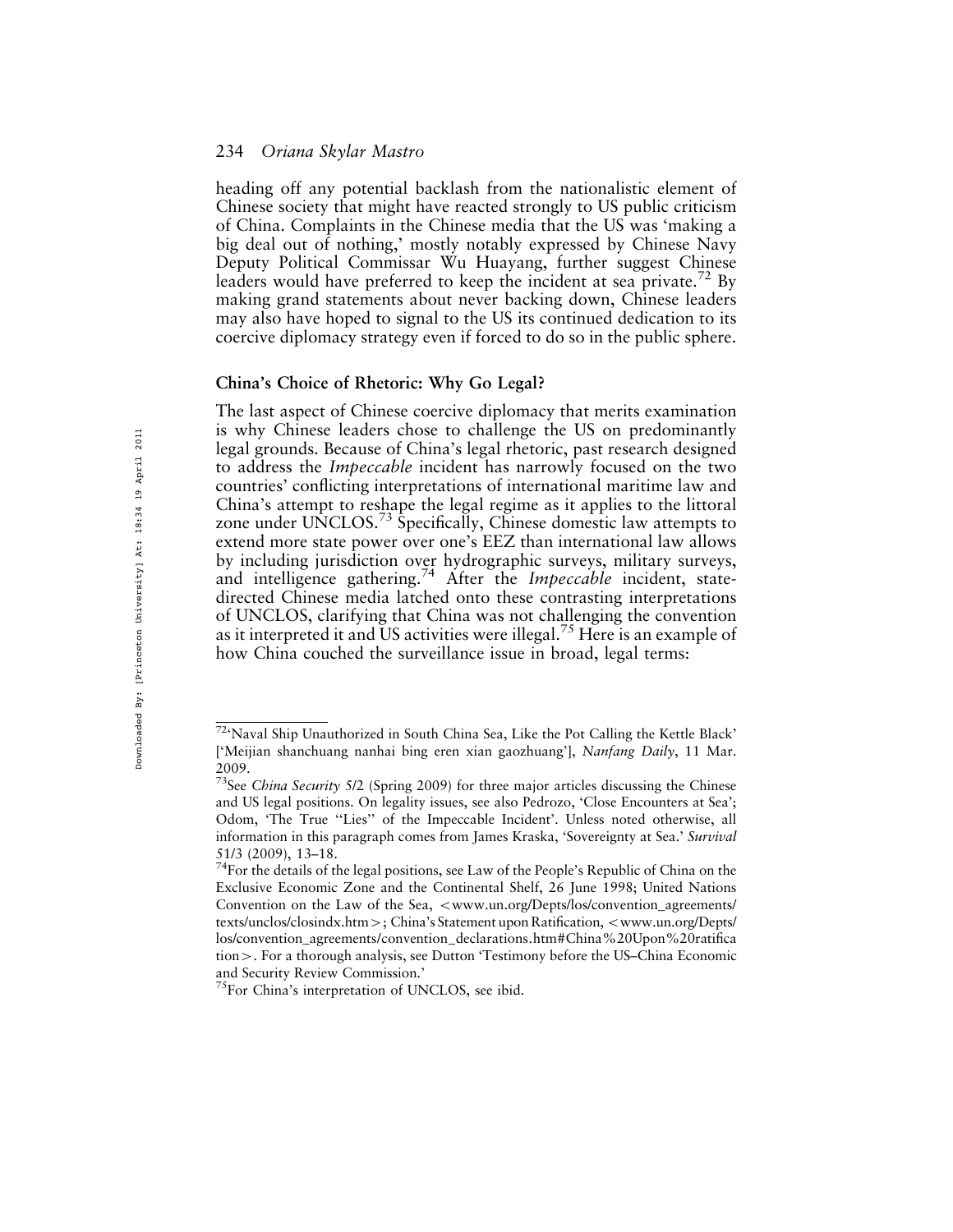heading off any potential backlash from the nationalistic element of Chinese society that might have reacted strongly to US public criticism of China. Complaints in the Chinese media that the US was 'making a big deal out of nothing,' mostly notably expressed by Chinese Navy Deputy Political Commissar Wu Huayang, further suggest Chinese leaders would have preferred to keep the incident at sea private.[72] By making grand statements about never backing down, Chinese leaders may also have hoped to signal to the US its continued dedication to its coercive diplomacy strategy even if forced to do so in the public sphere.

## China's Choice of Rhetoric: Why Go Legal?

The last aspect of Chinese coercive diplomacy that merits examination is why Chinese leaders chose to challenge the US on predominantly legal grounds. Because of China's legal rhetoric, past research designed to address the *Impeccable* incident has narrowly focused on the two countries' conflicting interpretations of international maritime law and China's attempt to reshape the legal regime as it applies to the littoral zone under UNCLOS.[73] Specifically, Chinese domestic law attempts to extend more state power over one's EEZ than international law allows by including jurisdiction over hydrographic surveys, military surveys, and intelligence gathering.[74] After the *Impeccable* incident, state-directed Chinese media latched onto these contrasting interpretations of UNCLOS, clarifying that China was not challenging the convention as it interpreted it and US activities were illegal.[75] Here is an example of how China couched the surveillance issue in broad, legal terms:

---

[72]'Naval Ship Unauthorized in South China Sea, Like the Pot Calling the Kettle Black' ['Meijian shanchuang nanhai bing eren xian gaozhuang'], *Nanfang Daily*, 11 Mar. 2009.

[73]See *China Security* 5/2 (Spring 2009) for three major articles discussing the Chinese and US legal positions. On legality issues, see also Pedrozo, 'Close Encounters at Sea'; Odom, 'The True "Lies" of the Impeccable Incident'. Unless noted otherwise, all information in this paragraph comes from James Kraska, 'Sovereignty at Sea.' *Survival* 51/3 (2009), 13–18.

[74]For the details of the legal positions, see Law of the People's Republic of China on the Exclusive Economic Zone and the Continental Shelf, 26 June 1998; United Nations Convention on the Law of the Sea, <www.un.org/Depts/los/convention_agreements/texts/unclos/closindx.htm>; China's Statement upon Ratification, <www.un.org/Depts/los/convention_agreements/convention_declarations.htm#China%20Upon%20ratification>. For a thorough analysis, see Dutton 'Testimony before the US–China Economic and Security Review Commission.'

[75]For China's interpretation of UNCLOS, see ibid.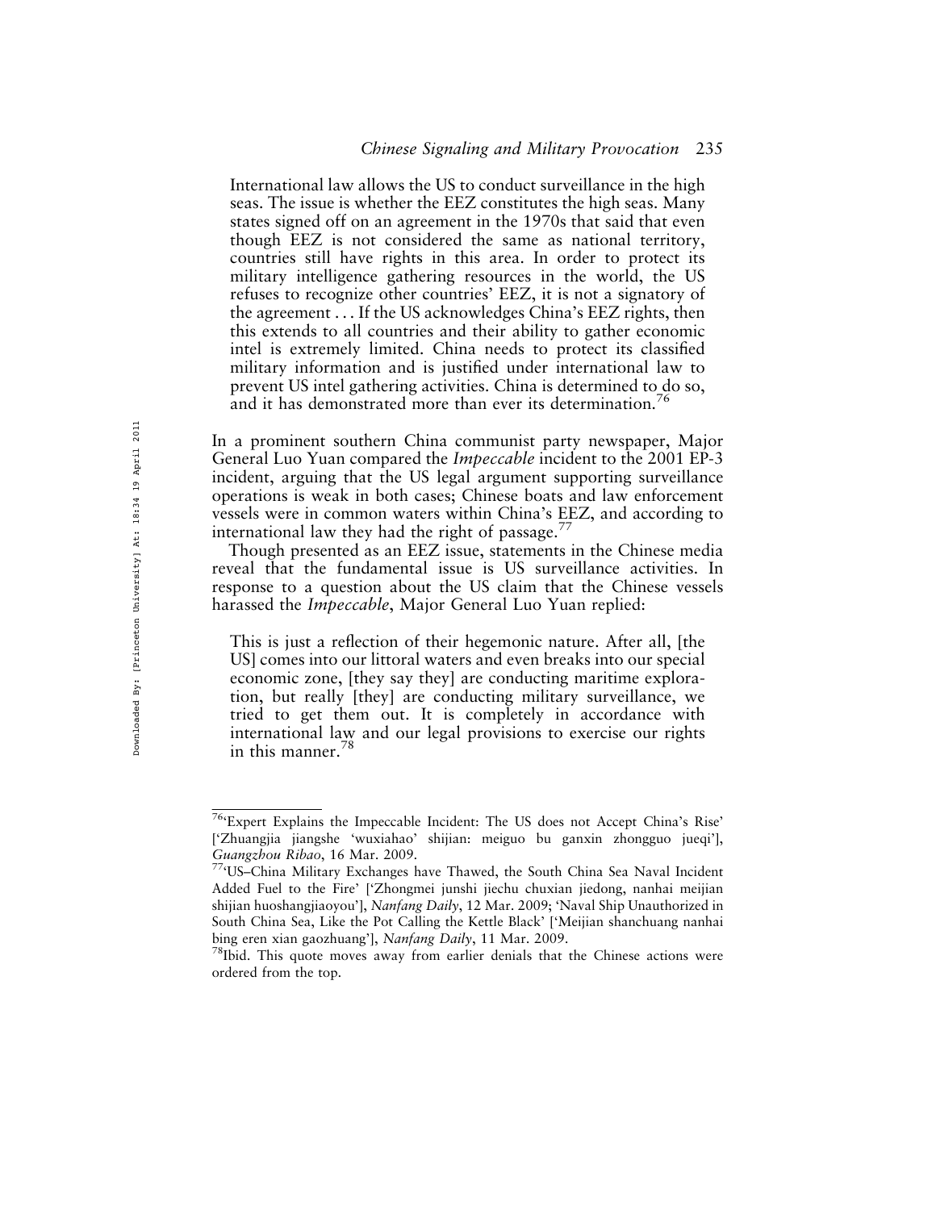> International law allows the US to conduct surveillance in the high seas. The issue is whether the EEZ constitutes the high seas. Many states signed off on an agreement in the 1970s that said that even though EEZ is not considered the same as national territory, countries still have rights in this area. In order to protect its military intelligence gathering resources in the world, the US refuses to recognize other countries' EEZ, it is not a signatory of the agreement . . . If the US acknowledges China's EEZ rights, then this extends to all countries and their ability to gather economic intel is extremely limited. China needs to protect its classified military information and is justified under international law to prevent US intel gathering activities. China is determined to do so, and it has demonstrated more than ever its determination.[76]

In a prominent southern China communist party newspaper, Major General Luo Yuan compared the *Impeccable* incident to the 2001 EP-3 incident, arguing that the US legal argument supporting surveillance operations is weak in both cases; Chinese boats and law enforcement vessels were in common waters within China's EEZ, and according to international law they had the right of passage.[77]

Though presented as an EEZ issue, statements in the Chinese media reveal that the fundamental issue is US surveillance activities. In response to a question about the US claim that the Chinese vessels harassed the *Impeccable*, Major General Luo Yuan replied:

> This is just a reflection of their hegemonic nature. After all, [the US] comes into our littoral waters and even breaks into our special economic zone, [they say they] are conducting maritime exploration, but really [they] are conducting military surveillance, we tried to get them out. It is completely in accordance with international law and our legal provisions to exercise our rights in this manner.[78]

---

[76] 'Expert Explains the Impeccable Incident: The US does not Accept China's Rise' ['Zhuangjia jiangshe 'wuxiahao' shijian: meiguo bu ganxin zhongguo jueqi'], *Guangzhou Ribao*, 16 Mar. 2009.

[77] 'US–China Military Exchanges have Thawed, the South China Sea Naval Incident Added Fuel to the Fire' ['Zhongmei junshi jiechu chuxian jiedong, nanhai meijian shijian huoshangjiaoyou'], *Nanfang Daily*, 12 Mar. 2009; 'Naval Ship Unauthorized in South China Sea, Like the Pot Calling the Kettle Black' ['Meijian shanchuang nanhai bing eren xian gaozhuang'], *Nanfang Daily*, 11 Mar. 2009.

[78] Ibid. This quote moves away from earlier denials that the Chinese actions were ordered from the top.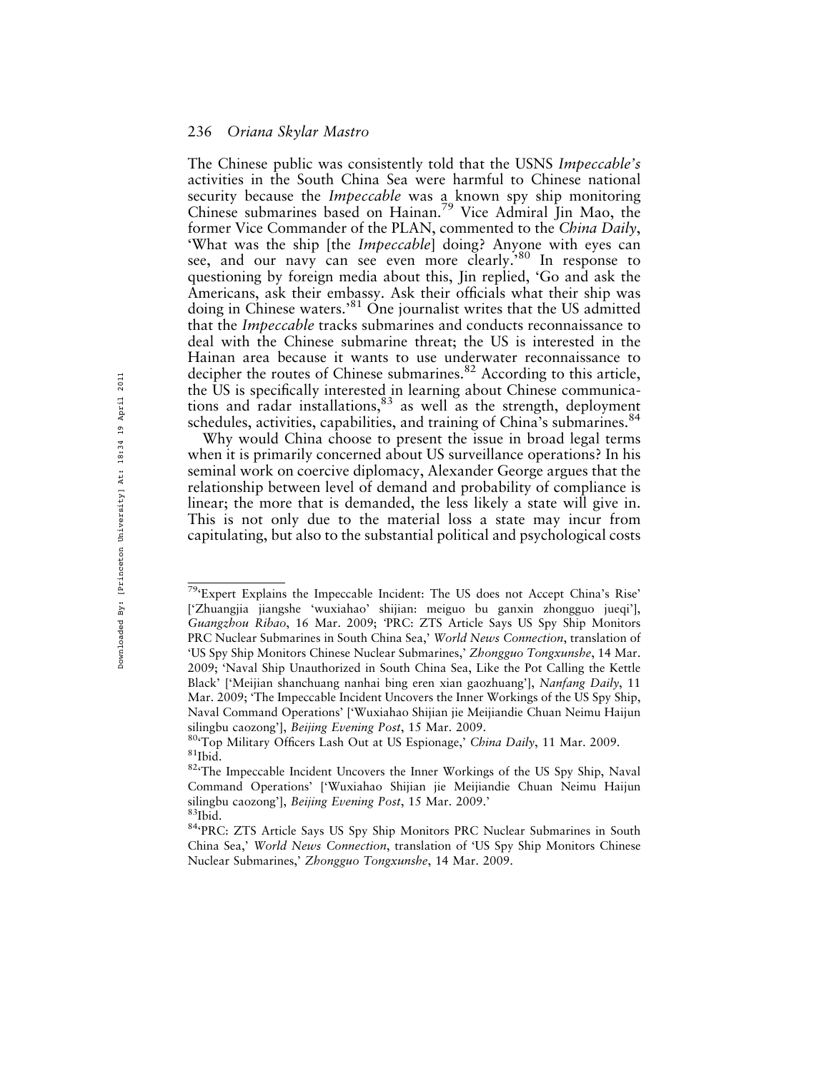The Chinese public was consistently told that the USNS *Impeccable's* activities in the South China Sea were harmful to Chinese national security because the *Impeccable* was a known spy ship monitoring Chinese submarines based on Hainan.[79] Vice Admiral Jin Mao, the former Vice Commander of the PLAN, commented to the *China Daily*, 'What was the ship [the *Impeccable*] doing? Anyone with eyes can see, and our navy can see even more clearly.'[80] In response to questioning by foreign media about this, Jin replied, 'Go and ask the Americans, ask their embassy. Ask their officials what their ship was doing in Chinese waters.'[81] One journalist writes that the US admitted that the *Impeccable* tracks submarines and conducts reconnaissance to deal with the Chinese submarine threat; the US is interested in the Hainan area because it wants to use underwater reconnaissance to decipher the routes of Chinese submarines.[82] According to this article, the US is specifically interested in learning about Chinese communications and radar installations,[83] as well as the strength, deployment schedules, activities, capabilities, and training of China's submarines.[84]

Why would China choose to present the issue in broad legal terms when it is primarily concerned about US surveillance operations? In his seminal work on coercive diplomacy, Alexander George argues that the relationship between level of demand and probability of compliance is linear; the more that is demanded, the less likely a state will give in. This is not only due to the material loss a state may incur from capitulating, but also to the substantial political and psychological costs

---

[79] 'Expert Explains the Impeccable Incident: The US does not Accept China's Rise' ['Zhuangjia jiangshe 'wuxiahao' shijian: meiguo bu ganxin zhongguo jueqi'], *Guangzhou Ribao*, 16 Mar. 2009; 'PRC: ZTS Article Says US Spy Ship Monitors PRC Nuclear Submarines in South China Sea,' *World News Connection*, translation of 'US Spy Ship Monitors Chinese Nuclear Submarines,' *Zhongguo Tongxunshe*, 14 Mar. 2009; 'Naval Ship Unauthorized in South China Sea, Like the Pot Calling the Kettle Black' ['Meijian shanchuang nanhai bing eren xian gaozhuang'], *Nanfang Daily*, 11 Mar. 2009; 'The Impeccable Incident Uncovers the Inner Workings of the US Spy Ship, Naval Command Operations' ['Wuxiahao Shijian jie Meijiandie Chuan Neimu Haijun silingbu caozong'], *Beijing Evening Post*, 15 Mar. 2009.

[80] 'Top Military Officers Lash Out at US Espionage,' *China Daily*, 11 Mar. 2009.

[81] Ibid.

[82] 'The Impeccable Incident Uncovers the Inner Workings of the US Spy Ship, Naval Command Operations' ['Wuxiahao Shijian jie Meijiandie Chuan Neimu Haijun silingbu caozong'], *Beijing Evening Post*, 15 Mar. 2009.'

[83] Ibid.

[84] 'PRC: ZTS Article Says US Spy Ship Monitors PRC Nuclear Submarines in South China Sea,' *World News Connection*, translation of 'US Spy Ship Monitors Chinese Nuclear Submarines,' *Zhongguo Tongxunshe*, 14 Mar. 2009.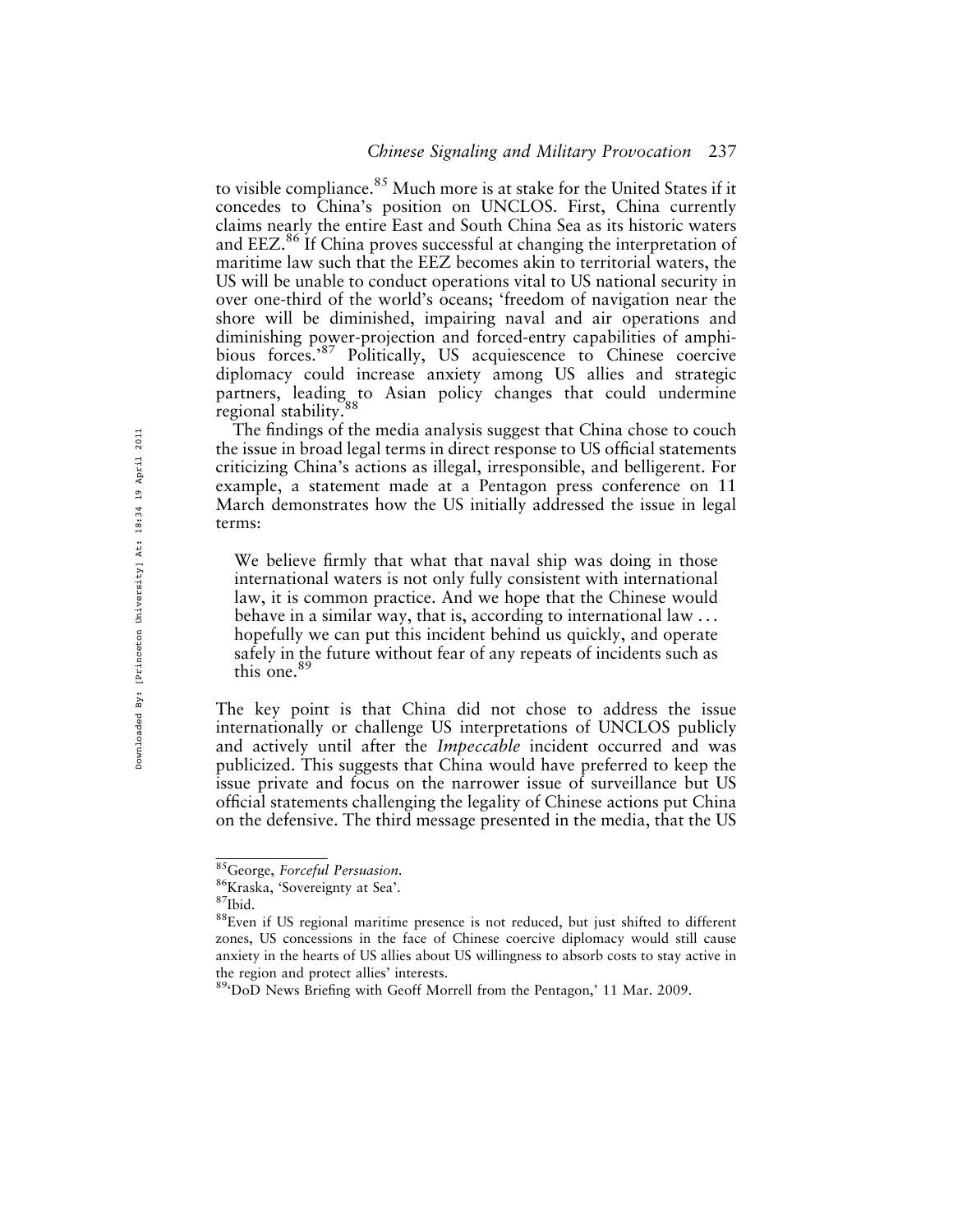to visible compliance.[85] Much more is at stake for the United States if it concedes to China's position on UNCLOS. First, China currently claims nearly the entire East and South China Sea as its historic waters and EEZ.[86] If China proves successful at changing the interpretation of maritime law such that the EEZ becomes akin to territorial waters, the US will be unable to conduct operations vital to US national security in over one-third of the world's oceans; 'freedom of navigation near the shore will be diminished, impairing naval and air operations and diminishing power-projection and forced-entry capabilities of amphibious forces.'[87] Politically, US acquiescence to Chinese coercive diplomacy could increase anxiety among US allies and strategic partners, leading to Asian policy changes that could undermine regional stability.[88]

The findings of the media analysis suggest that China chose to couch the issue in broad legal terms in direct response to US official statements criticizing China's actions as illegal, irresponsible, and belligerent. For example, a statement made at a Pentagon press conference on 11 March demonstrates how the US initially addressed the issue in legal terms:

> We believe firmly that what that naval ship was doing in those international waters is not only fully consistent with international law, it is common practice. And we hope that the Chinese would behave in a similar way, that is, according to international law ... hopefully we can put this incident behind us quickly, and operate safely in the future without fear of any repeats of incidents such as this one.[89]

The key point is that China did not chose to address the issue internationally or challenge US interpretations of UNCLOS publicly and actively until after the *Impeccable* incident occurred and was publicized. This suggests that China would have preferred to keep the issue private and focus on the narrower issue of surveillance but US official statements challenging the legality of Chinese actions put China on the defensive. The third message presented in the media, that the US

---

[85] George, *Forceful Persuasion.*

[86] Kraska, 'Sovereignty at Sea'.

[87] Ibid.

[88] Even if US regional maritime presence is not reduced, but just shifted to different zones, US concessions in the face of Chinese coercive diplomacy would still cause anxiety in the hearts of US allies about US willingness to absorb costs to stay active in the region and protect allies' interests.

[89] 'DoD News Briefing with Geoff Morrell from the Pentagon,' 11 Mar. 2009.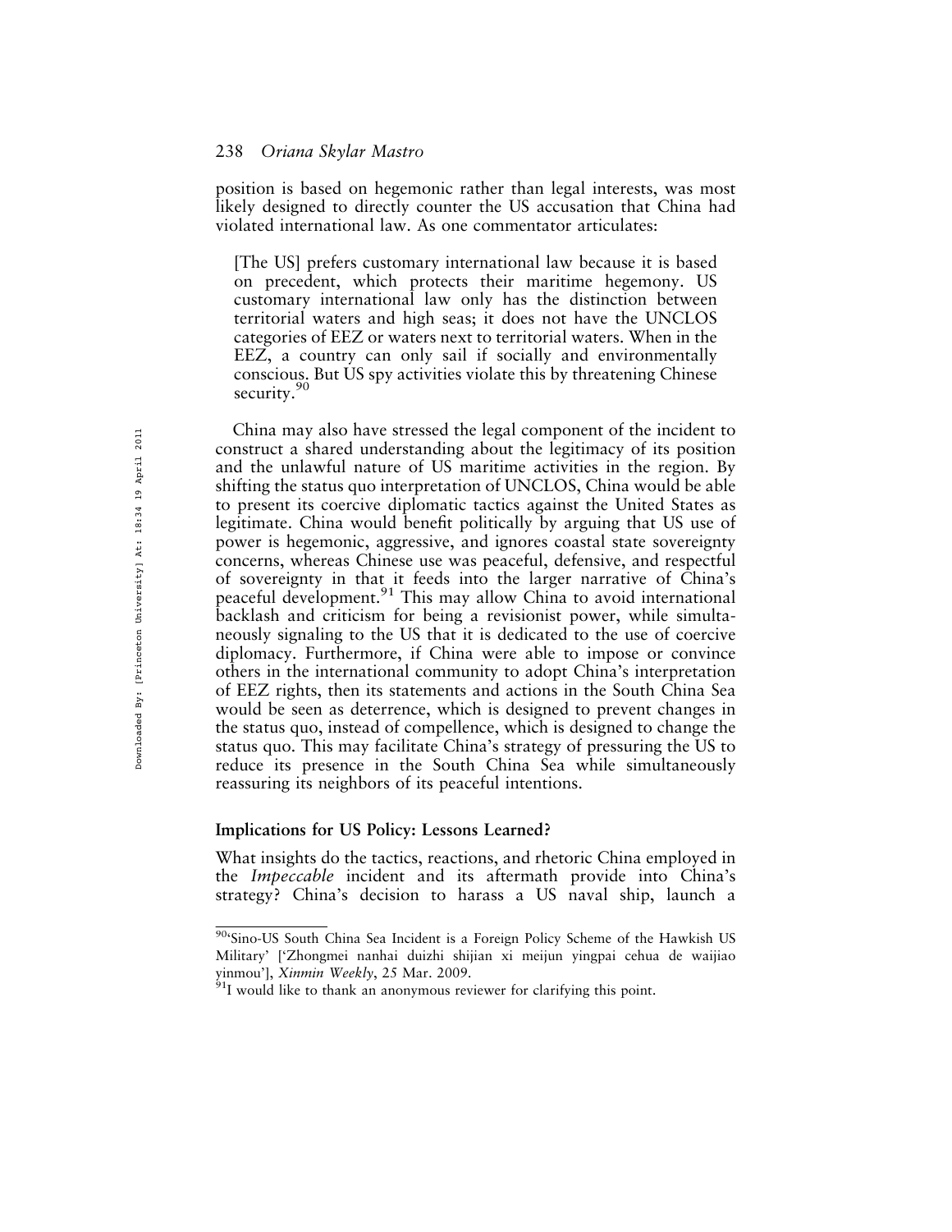position is based on hegemonic rather than legal interests, was most likely designed to directly counter the US accusation that China had violated international law. As one commentator articulates:

> [The US] prefers customary international law because it is based on precedent, which protects their maritime hegemony. US customary international law only has the distinction between territorial waters and high seas; it does not have the UNCLOS categories of EEZ or waters next to territorial waters. When in the EEZ, a country can only sail if socially and environmentally conscious. But US spy activities violate this by threatening Chinese security.[90]

China may also have stressed the legal component of the incident to construct a shared understanding about the legitimacy of its position and the unlawful nature of US maritime activities in the region. By shifting the status quo interpretation of UNCLOS, China would be able to present its coercive diplomatic tactics against the United States as legitimate. China would benefit politically by arguing that US use of power is hegemonic, aggressive, and ignores coastal state sovereignty concerns, whereas Chinese use was peaceful, defensive, and respectful of sovereignty in that it feeds into the larger narrative of China's peaceful development.[91] This may allow China to avoid international backlash and criticism for being a revisionist power, while simultaneously signaling to the US that it is dedicated to the use of coercive diplomacy. Furthermore, if China were able to impose or convince others in the international community to adopt China's interpretation of EEZ rights, then its statements and actions in the South China Sea would be seen as deterrence, which is designed to prevent changes in the status quo, instead of compellence, which is designed to change the status quo. This may facilitate China's strategy of pressuring the US to reduce its presence in the South China Sea while simultaneously reassuring its neighbors of its peaceful intentions.

## Implications for US Policy: Lessons Learned?

What insights do the tactics, reactions, and rhetoric China employed in the *Impeccable* incident and its aftermath provide into China's strategy? China's decision to harass a US naval ship, launch a

---

[90] 'Sino-US South China Sea Incident is a Foreign Policy Scheme of the Hawkish US Military' ['Zhongmei nanhai duizhi shijian xi meijun yingpai cehua de waijiao yinmou'], *Xinmin Weekly*, 25 Mar. 2009.

[91] I would like to thank an anonymous reviewer for clarifying this point.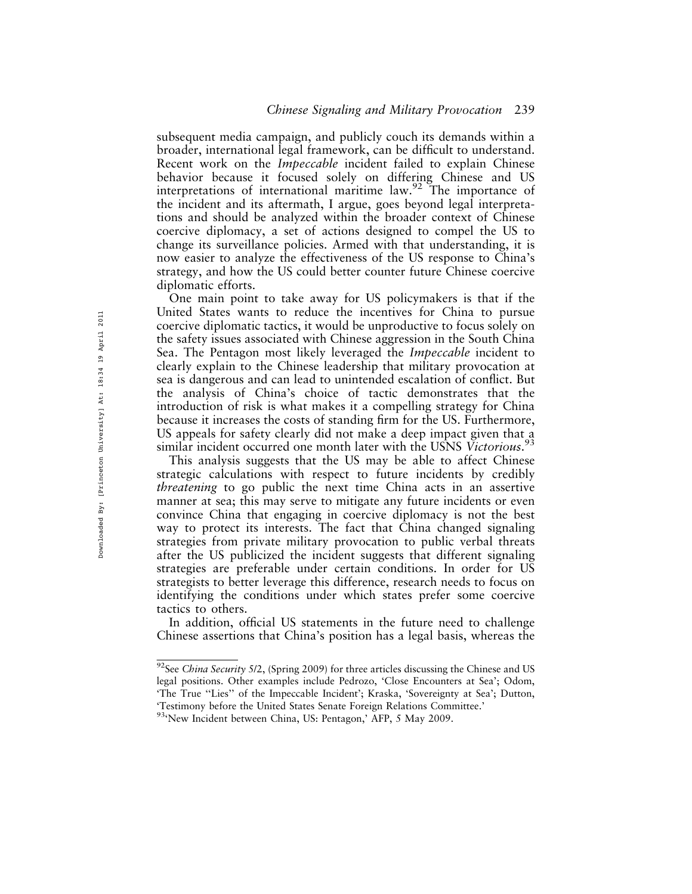subsequent media campaign, and publicly couch its demands within a broader, international legal framework, can be difficult to understand. Recent work on the *Impeccable* incident failed to explain Chinese behavior because it focused solely on differing Chinese and US interpretations of international maritime law.[92] The importance of the incident and its aftermath, I argue, goes beyond legal interpretations and should be analyzed within the broader context of Chinese coercive diplomacy, a set of actions designed to compel the US to change its surveillance policies. Armed with that understanding, it is now easier to analyze the effectiveness of the US response to China's strategy, and how the US could better counter future Chinese coercive diplomatic efforts.

One main point to take away for US policymakers is that if the United States wants to reduce the incentives for China to pursue coercive diplomatic tactics, it would be unproductive to focus solely on the safety issues associated with Chinese aggression in the South China Sea. The Pentagon most likely leveraged the *Impeccable* incident to clearly explain to the Chinese leadership that military provocation at sea is dangerous and can lead to unintended escalation of conflict. But the analysis of China's choice of tactic demonstrates that the introduction of risk is what makes it a compelling strategy for China because it increases the costs of standing firm for the US. Furthermore, US appeals for safety clearly did not make a deep impact given that a similar incident occurred one month later with the USNS *Victorious*.[93]

This analysis suggests that the US may be able to affect Chinese strategic calculations with respect to future incidents by credibly *threatening* to go public the next time China acts in an assertive manner at sea; this may serve to mitigate any future incidents or even convince China that engaging in coercive diplomacy is not the best way to protect its interests. The fact that China changed signaling strategies from private military provocation to public verbal threats after the US publicized the incident suggests that different signaling strategies are preferable under certain conditions. In order for US strategists to better leverage this difference, research needs to focus on identifying the conditions under which states prefer some coercive tactics to others.

In addition, official US statements in the future need to challenge Chinese assertions that China's position has a legal basis, whereas the

---

[92]See *China Security* 5/2, (Spring 2009) for three articles discussing the Chinese and US legal positions. Other examples include Pedrozo, 'Close Encounters at Sea'; Odom, 'The True "Lies" of the Impeccable Incident'; Kraska, 'Sovereignty at Sea'; Dutton, 'Testimony before the United States Senate Foreign Relations Committee.'

[93]'New Incident between China, US: Pentagon,' AFP, 5 May 2009.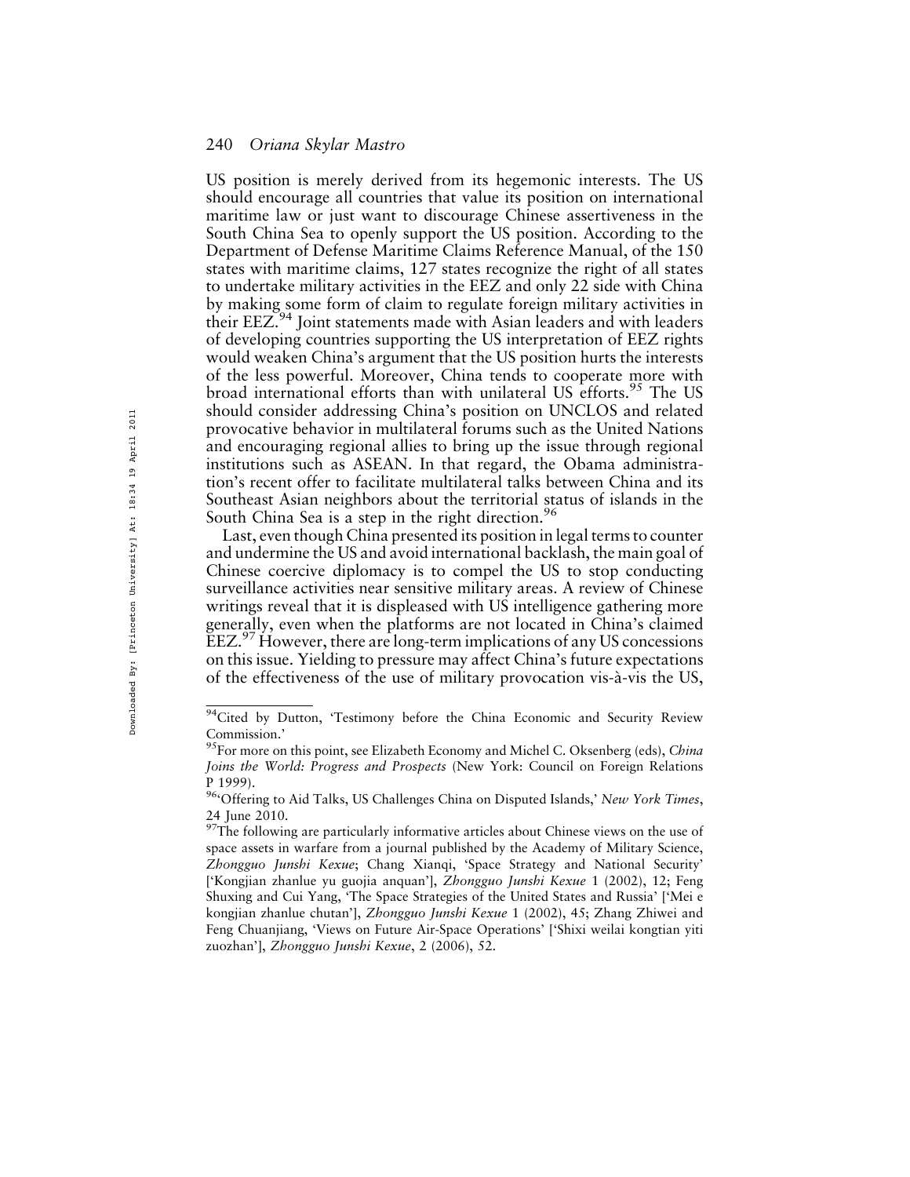US position is merely derived from its hegemonic interests. The US should encourage all countries that value its position on international maritime law or just want to discourage Chinese assertiveness in the South China Sea to openly support the US position. According to the Department of Defense Maritime Claims Reference Manual, of the 150 states with maritime claims, 127 states recognize the right of all states to undertake military activities in the EEZ and only 22 side with China by making some form of claim to regulate foreign military activities in their EEZ.[94] Joint statements made with Asian leaders and with leaders of developing countries supporting the US interpretation of EEZ rights would weaken China's argument that the US position hurts the interests of the less powerful. Moreover, China tends to cooperate more with broad international efforts than with unilateral US efforts.[95] The US should consider addressing China's position on UNCLOS and related provocative behavior in multilateral forums such as the United Nations and encouraging regional allies to bring up the issue through regional institutions such as ASEAN. In that regard, the Obama administration's recent offer to facilitate multilateral talks between China and its Southeast Asian neighbors about the territorial status of islands in the South China Sea is a step in the right direction.[96]

Last, even though China presented its position in legal terms to counter and undermine the US and avoid international backlash, the main goal of Chinese coercive diplomacy is to compel the US to stop conducting surveillance activities near sensitive military areas. A review of Chinese writings reveal that it is displeased with US intelligence gathering more generally, even when the platforms are not located in China's claimed EEZ.[97] However, there are long-term implications of any US concessions on this issue. Yielding to pressure may affect China's future expectations of the effectiveness of the use of military provocation vis-à-vis the US,

---

[94] Cited by Dutton, 'Testimony before the China Economic and Security Review Commission.'

[95] For more on this point, see Elizabeth Economy and Michel C. Oksenberg (eds), *China Joins the World: Progress and Prospects* (New York: Council on Foreign Relations P 1999).

[96] 'Offering to Aid Talks, US Challenges China on Disputed Islands,' *New York Times*, 24 June 2010.

[97] The following are particularly informative articles about Chinese views on the use of space assets in warfare from a journal published by the Academy of Military Science, *Zhongguo Junshi Kexue*; Chang Xianqi, 'Space Strategy and National Security' ['Kongjian zhanlue yu guojia anquan'], *Zhongguo Junshi Kexue* 1 (2002), 12; Feng Shuxing and Cui Yang, 'The Space Strategies of the United States and Russia' ['Mei e kongjian zhanlue chutan'], *Zhongguo Junshi Kexue* 1 (2002), 45; Zhang Zhiwei and Feng Chuanjiang, 'Views on Future Air-Space Operations' ['Shixi weilai kongtian yiti zuozhan'], *Zhongguo Junshi Kexue*, 2 (2006), 52.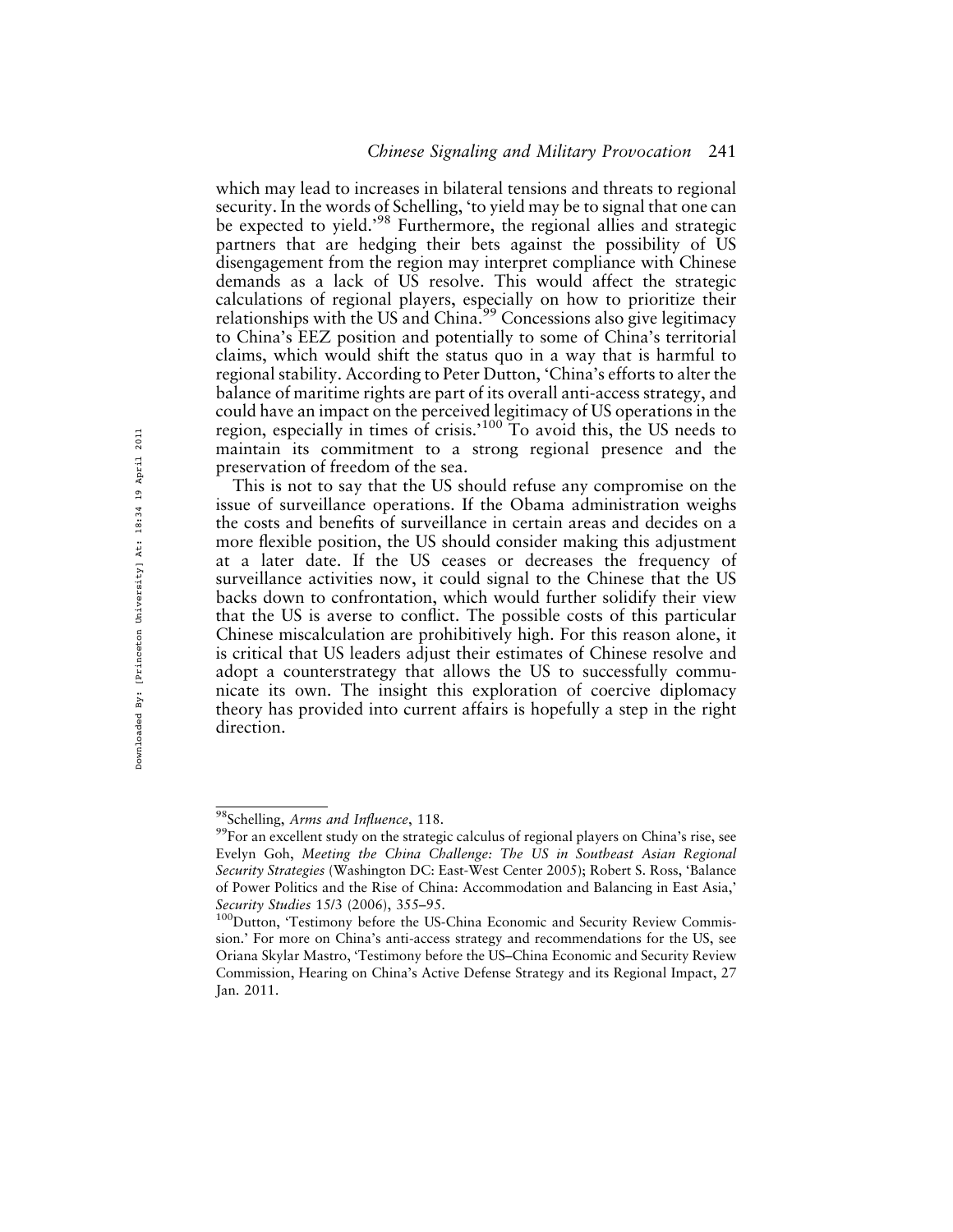which may lead to increases in bilateral tensions and threats to regional security. In the words of Schelling, 'to yield may be to signal that one can be expected to yield.'[98] Furthermore, the regional allies and strategic partners that are hedging their bets against the possibility of US disengagement from the region may interpret compliance with Chinese demands as a lack of US resolve. This would affect the strategic calculations of regional players, especially on how to prioritize their relationships with the US and China.[99] Concessions also give legitimacy to China's EEZ position and potentially to some of China's territorial claims, which would shift the status quo in a way that is harmful to regional stability. According to Peter Dutton, 'China's efforts to alter the balance of maritime rights are part of its overall anti-access strategy, and could have an impact on the perceived legitimacy of US operations in the region, especially in times of crisis.'[100] To avoid this, the US needs to maintain its commitment to a strong regional presence and the preservation of freedom of the sea.

This is not to say that the US should refuse any compromise on the issue of surveillance operations. If the Obama administration weighs the costs and benefits of surveillance in certain areas and decides on a more flexible position, the US should consider making this adjustment at a later date. If the US ceases or decreases the frequency of surveillance activities now, it could signal to the Chinese that the US backs down to confrontation, which would further solidify their view that the US is averse to conflict. The possible costs of this particular Chinese miscalculation are prohibitively high. For this reason alone, it is critical that US leaders adjust their estimates of Chinese resolve and adopt a counterstrategy that allows the US to successfully communicate its own. The insight this exploration of coercive diplomacy theory has provided into current affairs is hopefully a step in the right direction.

---

[98] Schelling, *Arms and Influence*, 118.

[99] For an excellent study on the strategic calculus of regional players on China's rise, see Evelyn Goh, *Meeting the China Challenge: The US in Southeast Asian Regional Security Strategies* (Washington DC: East-West Center 2005); Robert S. Ross, 'Balance of Power Politics and the Rise of China: Accommodation and Balancing in East Asia,' *Security Studies* 15/3 (2006), 355–95.

[100] Dutton, 'Testimony before the US-China Economic and Security Review Commission.' For more on China's anti-access strategy and recommendations for the US, see Oriana Skylar Mastro, 'Testimony before the US–China Economic and Security Review Commission, Hearing on China's Active Defense Strategy and its Regional Impact, 27 Jan. 2011.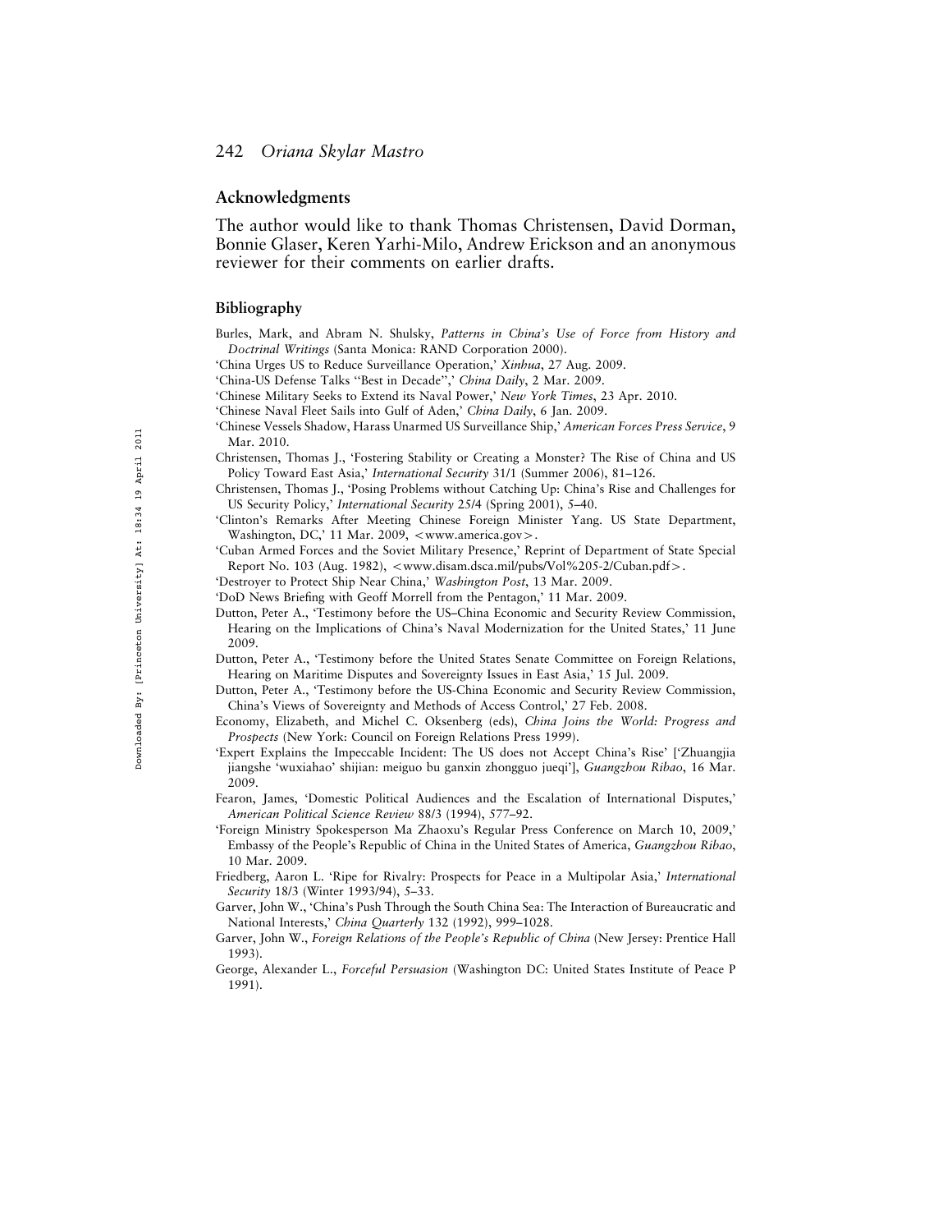## Acknowledgments

The author would like to thank Thomas Christensen, David Dorman, Bonnie Glaser, Keren Yarhi-Milo, Andrew Erickson and an anonymous reviewer for their comments on earlier drafts.

## Bibliography

Burles, Mark, and Abram N. Shulsky, *Patterns in China's Use of Force from History and Doctrinal Writings* (Santa Monica: RAND Corporation 2000).

'China Urges US to Reduce Surveillance Operation,' *Xinhua*, 27 Aug. 2009.

'China-US Defense Talks "Best in Decade",' *China Daily*, 2 Mar. 2009.

'Chinese Military Seeks to Extend its Naval Power,' *New York Times*, 23 Apr. 2010.

'Chinese Naval Fleet Sails into Gulf of Aden,' *China Daily*, 6 Jan. 2009.

'Chinese Vessels Shadow, Harass Unarmed US Surveillance Ship,' *American Forces Press Service*, 9 Mar. 2010.

Christensen, Thomas J., 'Fostering Stability or Creating a Monster? The Rise of China and US Policy Toward East Asia,' *International Security* 31/1 (Summer 2006), 81–126.

Christensen, Thomas J., 'Posing Problems without Catching Up: China's Rise and Challenges for US Security Policy,' *International Security* 25/4 (Spring 2001), 5–40.

'Clinton's Remarks After Meeting Chinese Foreign Minister Yang. US State Department, Washington, DC,' 11 Mar. 2009, <www.america.gov>.

'Cuban Armed Forces and the Soviet Military Presence,' Reprint of Department of State Special Report No. 103 (Aug. 1982), <www.disam.dsca.mil/pubs/Vol%205-2/Cuban.pdf>.

'Destroyer to Protect Ship Near China,' *Washington Post*, 13 Mar. 2009.

'DoD News Briefing with Geoff Morrell from the Pentagon,' 11 Mar. 2009.

Dutton, Peter A., 'Testimony before the US–China Economic and Security Review Commission, Hearing on the Implications of China's Naval Modernization for the United States,' 11 June 2009.

Dutton, Peter A., 'Testimony before the United States Senate Committee on Foreign Relations, Hearing on Maritime Disputes and Sovereignty Issues in East Asia,' 15 Jul. 2009.

Dutton, Peter A., 'Testimony before the US-China Economic and Security Review Commission, China's Views of Sovereignty and Methods of Access Control,' 27 Feb. 2008.

Economy, Elizabeth, and Michel C. Oksenberg (eds), *China Joins the World: Progress and Prospects* (New York: Council on Foreign Relations Press 1999).

'Expert Explains the Impeccable Incident: The US does not Accept China's Rise' ['Zhuangjia jiangshe 'wuxiahao' shijian: meiguo bu ganxin zhongguo jueqi'], *Guangzhou Ribao*, 16 Mar. 2009.

Fearon, James, 'Domestic Political Audiences and the Escalation of International Disputes,' *American Political Science Review* 88/3 (1994), 577–92.

'Foreign Ministry Spokesperson Ma Zhaoxu's Regular Press Conference on March 10, 2009,' Embassy of the People's Republic of China in the United States of America, *Guangzhou Ribao*, 10 Mar. 2009.

Friedberg, Aaron L. 'Ripe for Rivalry: Prospects for Peace in a Multipolar Asia,' *International Security* 18/3 (Winter 1993/94), 5–33.

Garver, John W., 'China's Push Through the South China Sea: The Interaction of Bureaucratic and National Interests,' *China Quarterly* 132 (1992), 999–1028.

Garver, John W., *Foreign Relations of the People's Republic of China* (New Jersey: Prentice Hall 1993).

George, Alexander L., *Forceful Persuasion* (Washington DC: United States Institute of Peace P 1991).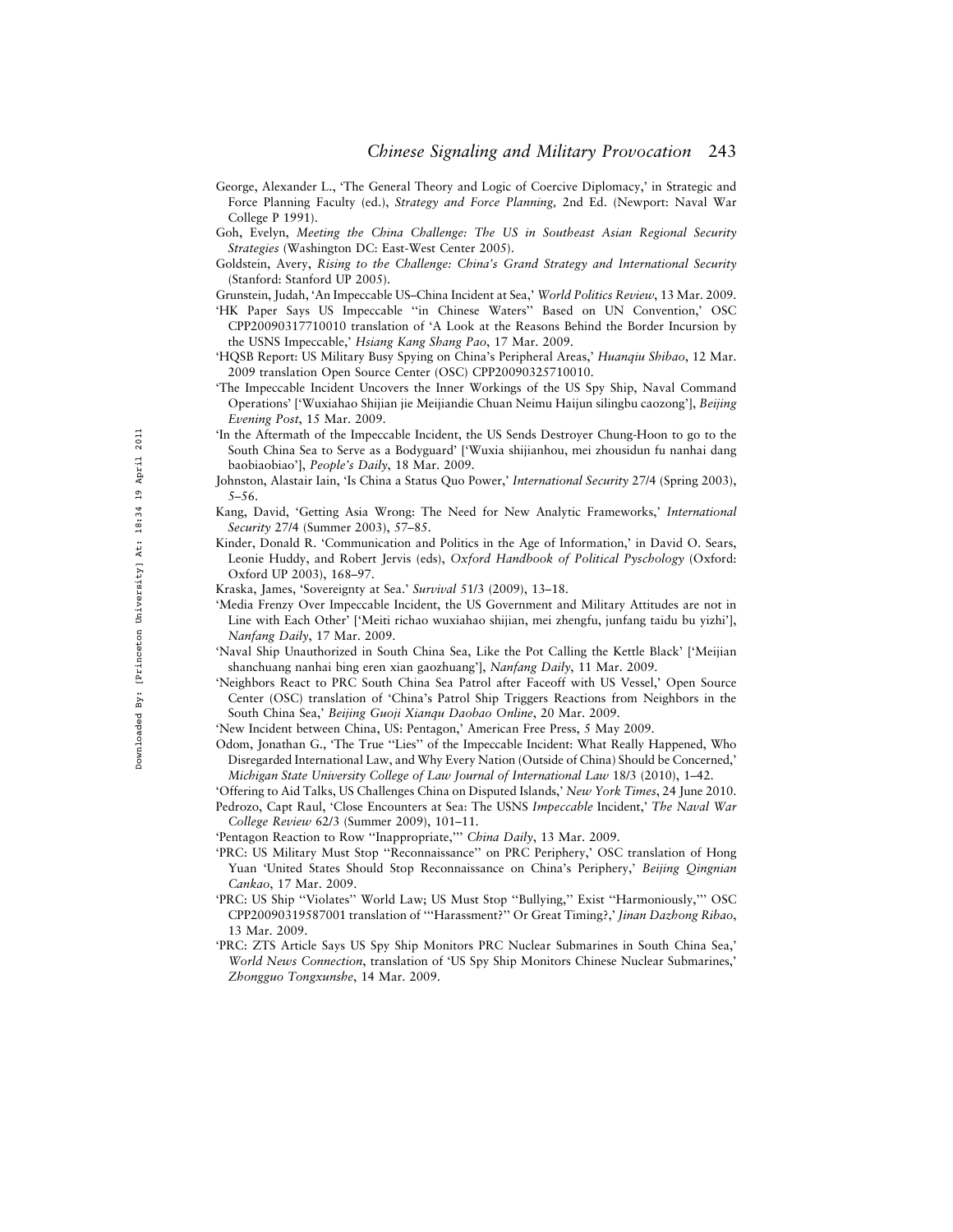George, Alexander L., 'The General Theory and Logic of Coercive Diplomacy,' in Strategic and Force Planning Faculty (ed.), *Strategy and Force Planning,* 2nd Ed. (Newport: Naval War College P 1991).

Goh, Evelyn, *Meeting the China Challenge: The US in Southeast Asian Regional Security Strategies* (Washington DC: East-West Center 2005).

Goldstein, Avery, *Rising to the Challenge: China's Grand Strategy and International Security* (Stanford: Stanford UP 2005).

Grunstein, Judah, 'An Impeccable US–China Incident at Sea,' *World Politics Review*, 13 Mar. 2009.

'HK Paper Says US Impeccable "in Chinese Waters" Based on UN Convention,' OSC CPP20090317710010 translation of 'A Look at the Reasons Behind the Border Incursion by the USNS Impeccable,' *Hsiang Kang Shang Pao*, 17 Mar. 2009.

'HQSB Report: US Military Busy Spying on China's Peripheral Areas,' *Huanqiu Shibao*, 12 Mar. 2009 translation Open Source Center (OSC) CPP20090325710010.

'The Impeccable Incident Uncovers the Inner Workings of the US Spy Ship, Naval Command Operations' ['Wuxiahao Shijian jie Meijiandie Chuan Neimu Haijun silingbu caozong'], *Beijing Evening Post*, 15 Mar. 2009.

'In the Aftermath of the Impeccable Incident, the US Sends Destroyer Chung-Hoon to go to the South China Sea to Serve as a Bodyguard' ['Wuxia shijianhou, mei zhousidun fu nanhai dang baobiaobiao'], *People's Daily*, 18 Mar. 2009.

Johnston, Alastair Iain, 'Is China a Status Quo Power,' *International Security* 27/4 (Spring 2003), 5–56.

Kang, David, 'Getting Asia Wrong: The Need for New Analytic Frameworks,' *International Security* 27/4 (Summer 2003), 57–85.

Kinder, Donald R. 'Communication and Politics in the Age of Information,' in David O. Sears, Leonie Huddy, and Robert Jervis (eds), *Oxford Handbook of Political Pyschology* (Oxford: Oxford UP 2003), 168–97.

Kraska, James, 'Sovereignty at Sea.' *Survival* 51/3 (2009), 13–18.

'Media Frenzy Over Impeccable Incident, the US Government and Military Attitudes are not in Line with Each Other' ['Meiti richao wuxiahao shijian, mei zhengfu, junfang taidu bu yizhi'], *Nanfang Daily*, 17 Mar. 2009.

'Naval Ship Unauthorized in South China Sea, Like the Pot Calling the Kettle Black' ['Meijian shanchuang nanhai bing eren xian gaozhuang'], *Nanfang Daily*, 11 Mar. 2009.

'Neighbors React to PRC South China Sea Patrol after Faceoff with US Vessel,' Open Source Center (OSC) translation of 'China's Patrol Ship Triggers Reactions from Neighbors in the South China Sea,' *Beijing Guoji Xianqu Daobao Online*, 20 Mar. 2009.

'New Incident between China, US: Pentagon,' American Free Press, 5 May 2009.

Odom, Jonathan G., 'The True "Lies" of the Impeccable Incident: What Really Happened, Who Disregarded International Law, and Why Every Nation (Outside of China) Should be Concerned,' *Michigan State University College of Law Journal of International Law* 18/3 (2010), 1–42.

'Offering to Aid Talks, US Challenges China on Disputed Islands,' *New York Times*, 24 June 2010.

Pedrozo, Capt Raul, 'Close Encounters at Sea: The USNS *Impeccable* Incident,' *The Naval War College Review* 62/3 (Summer 2009), 101–11.

'Pentagon Reaction to Row "Inappropriate,"' *China Daily*, 13 Mar. 2009.

'PRC: US Military Must Stop "Reconnaissance" on PRC Periphery,' OSC translation of Hong Yuan 'United States Should Stop Reconnaissance on China's Periphery,' *Beijing Qingnian Cankao*, 17 Mar. 2009.

'PRC: US Ship "Violates" World Law; US Must Stop "Bullying," Exist "Harmoniously,"' OSC CPP20090319587001 translation of '"Harassment?" Or Great Timing?,' *Jinan Dazhong Ribao*, 13 Mar. 2009.

'PRC: ZTS Article Says US Spy Ship Monitors PRC Nuclear Submarines in South China Sea,' *World News Connection*, translation of 'US Spy Ship Monitors Chinese Nuclear Submarines,' *Zhongguo Tongxunshe*, 14 Mar. 2009.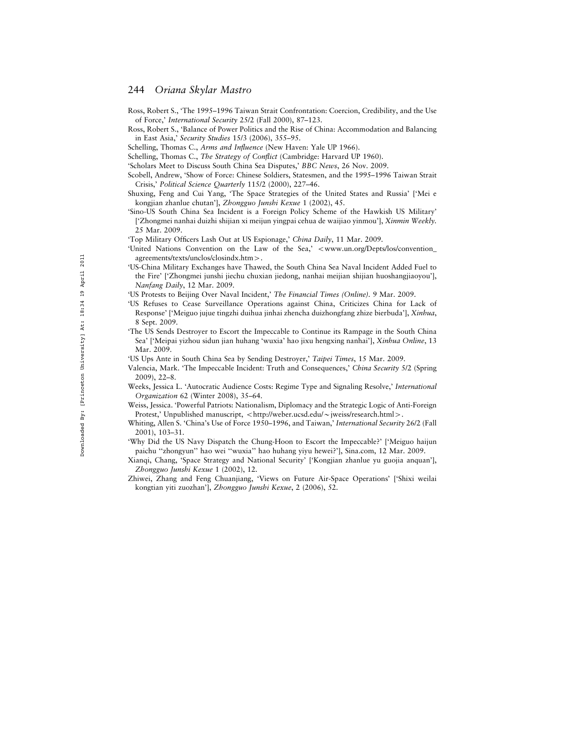Ross, Robert S., 'The 1995–1996 Taiwan Strait Confrontation: Coercion, Credibility, and the Use of Force,' *International Security* 25/2 (Fall 2000), 87–123.

Ross, Robert S., 'Balance of Power Politics and the Rise of China: Accommodation and Balancing in East Asia,' *Security Studies* 15/3 (2006), 355–95.

Schelling, Thomas C., *Arms and Influence* (New Haven: Yale UP 1966).

Schelling, Thomas C., *The Strategy of Conflict* (Cambridge: Harvard UP 1960).

'Scholars Meet to Discuss South China Sea Disputes,' *BBC News*, 26 Nov. 2009.

Scobell, Andrew, 'Show of Force: Chinese Soldiers, Statesmen, and the 1995–1996 Taiwan Strait Crisis,' *Political Science Quarterly* 115/2 (2000), 227–46.

Shuxing, Feng and Cui Yang, 'The Space Strategies of the United States and Russia' ['Mei e kongjian zhanlue chutan'], *Zhongguo Junshi Kexue* 1 (2002), 45.

'Sino-US South China Sea Incident is a Foreign Policy Scheme of the Hawkish US Military' ['Zhongmei nanhai duizhi shijian xi meijun yingpai cehua de waijiao yinmou'], *Xinmin Weekly*. 25 Mar. 2009.

'Top Military Officers Lash Out at US Espionage,' *China Daily*, 11 Mar. 2009.

'United Nations Convention on the Law of the Sea,' <www.un.org/Depts/los/convention_agreements/texts/unclos/closindx.htm>.

'US-China Military Exchanges have Thawed, the South China Sea Naval Incident Added Fuel to the Fire' ['Zhongmei junshi jiechu chuxian jiedong, nanhai meijian shijian huoshangjiaoyou'], *Nanfang Daily*, 12 Mar. 2009.

'US Protests to Beijing Over Naval Incident,' *The Financial Times (Online)*. 9 Mar. 2009.

'US Refuses to Cease Surveillance Operations against China, Criticizes China for Lack of Response' ['Meiguo jujue tingzhi duihua jinhai zhencha duizhongfang zhize bierbuda'], *Xinhua*, 8 Sept. 2009.

'The US Sends Destroyer to Escort the Impeccable to Continue its Rampage in the South China Sea' ['Meipai yizhou sidun jian huhang 'wuxia' hao jixu hengxing nanhai'], *Xinhua Online*, 13 Mar. 2009.

'US Ups Ante in South China Sea by Sending Destroyer,' *Taipei Times*, 15 Mar. 2009.

Valencia, Mark. 'The Impeccable Incident: Truth and Consequences,' *China Security* 5/2 (Spring 2009), 22–8.

Weeks, Jessica L. 'Autocratic Audience Costs: Regime Type and Signaling Resolve,' *International Organization* 62 (Winter 2008), 35–64.

Weiss, Jessica. 'Powerful Patriots: Nationalism, Diplomacy and the Strategic Logic of Anti-Foreign Protest,' Unpublished manuscript, <http://weber.ucsd.edu/~jweiss/research.html>.

Whiting, Allen S. 'China's Use of Force 1950–1996, and Taiwan,' *International Security* 26/2 (Fall 2001), 103–31.

'Why Did the US Navy Dispatch the Chung-Hoon to Escort the Impeccable?' ['Meiguo haijun paichu "zhongyun" hao wei "wuxia" hao huhang yiyu hewei?'], Sina.com, 12 Mar. 2009.

Xianqi, Chang, 'Space Strategy and National Security' ['Kongjian zhanlue yu guojia anquan'], *Zhongguo Junshi Kexue* 1 (2002), 12.

Zhiwei, Zhang and Feng Chuanjiang, 'Views on Future Air-Space Operations' ['Shixi weilai kongtian yiti zuozhan'], *Zhongguo Junshi Kexue*, 2 (2006), 52.